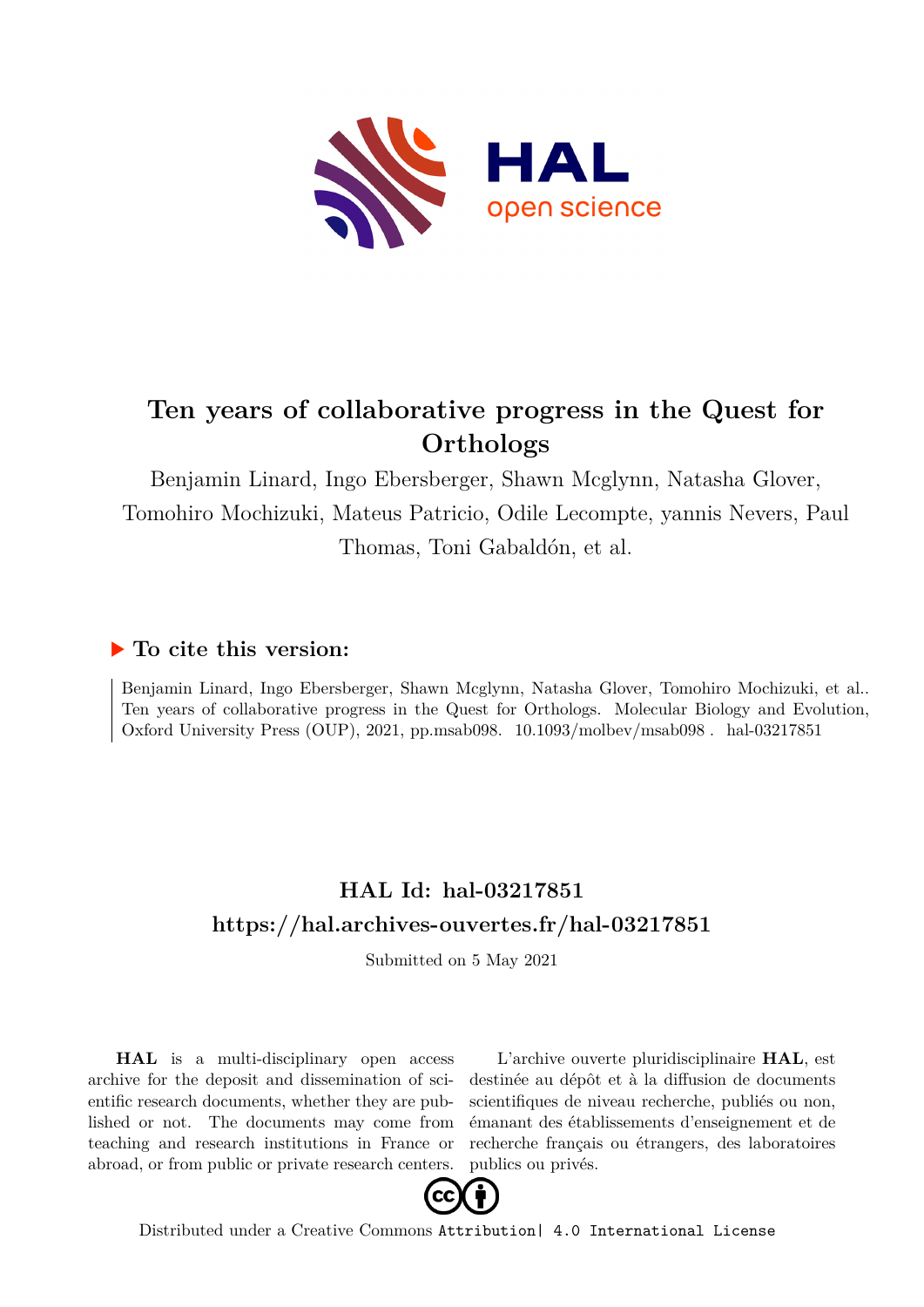# Ten years of collaborative progress in the Quest for Orthologs

Benjamin Linard, Ingo Ebersberger, Shawn Mcglynn, Natasha Glover, Tomohiro Mochizuki, Mateus Patricio, Odile Lecompte, yannis Nevers, Paul Thomas, Toni Gabaldón, et al.

## ▶ To cite this version:

Benjamin Linard, Ingo Ebersberger, Shawn Mcglynn, Natasha Glover, Tomohiro Mochizuki, et al.. Ten years of collaborative progress in the Quest for Orthologs. Molecular Biology and Evolution, Oxford University Press (OUP), 2021, pp.msab098. 10.1093/molbev/msab098 . hal-03217851

## HAL Id: hal-03217851
## https://hal.archives-ouvertes.fr/hal-03217851

Submitted on 5 May 2021

**HAL** is a multi-disciplinary open access archive for the deposit and dissemination of scientific research documents, whether they are published or not. The documents may come from teaching and research institutions in France or abroad, or from public or private research centers.

L'archive ouverte pluridisciplinaire **HAL**, est destinée au dépôt et à la diffusion de documents scientifiques de niveau recherche, publiés ou non, émanant des établissements d'enseignement et de recherche français ou étrangers, des laboratoires publics ou privés.

Distributed under a Creative Commons Attribution| 4.0 International License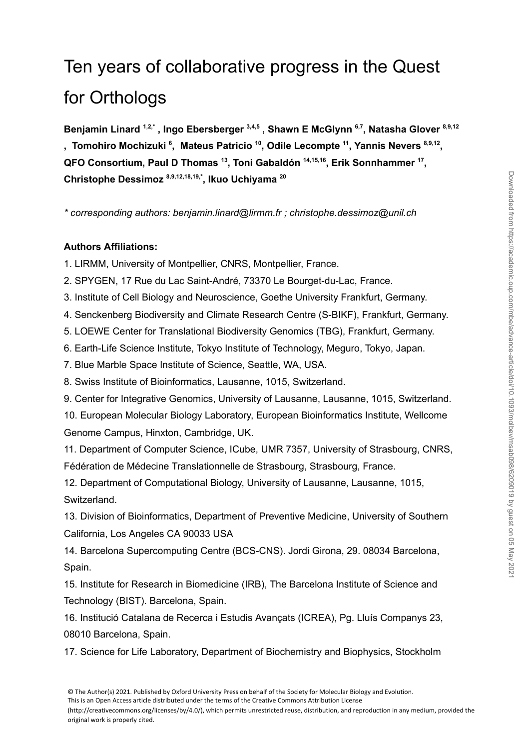# Ten years of collaborative progress in the Quest for Orthologs

**Benjamin Linard [1,2,*] , Ingo Ebersberger [3,4,5] , Shawn E McGlynn [6,7], Natasha Glover [8,9,12] , Tomohiro Mochizuki [6], Mateus Patricio [10], Odile Lecompte [11], Yannis Nevers [8,9,12], QFO Consortium, Paul D Thomas [13], Toni Gabaldón [14,15,16], Erik Sonnhammer [17], Christophe Dessimoz [8,9,12,18,19,*], Ikuo Uchiyama [20]**

*\* corresponding authors: benjamin.linard@lirmm.fr ; christophe.dessimoz@unil.ch*

**Authors Affiliations:**

1. LIRMM, University of Montpellier, CNRS, Montpellier, France.
2. SPYGEN, 17 Rue du Lac Saint-André, 73370 Le Bourget-du-Lac, France.
3. Institute of Cell Biology and Neuroscience, Goethe University Frankfurt, Germany.
4. Senckenberg Biodiversity and Climate Research Centre (S-BIKF), Frankfurt, Germany.
5. LOEWE Center for Translational Biodiversity Genomics (TBG), Frankfurt, Germany.
6. Earth-Life Science Institute, Tokyo Institute of Technology, Meguro, Tokyo, Japan.
7. Blue Marble Space Institute of Science, Seattle, WA, USA.
8. Swiss Institute of Bioinformatics, Lausanne, 1015, Switzerland.
9. Center for Integrative Genomics, University of Lausanne, Lausanne, 1015, Switzerland.
10. European Molecular Biology Laboratory, European Bioinformatics Institute, Wellcome Genome Campus, Hinxton, Cambridge, UK.
11. Department of Computer Science, ICube, UMR 7357, University of Strasbourg, CNRS, Fédération de Médecine Translationnelle de Strasbourg, Strasbourg, France.
12. Department of Computational Biology, University of Lausanne, Lausanne, 1015, Switzerland.
13. Division of Bioinformatics, Department of Preventive Medicine, University of Southern California, Los Angeles CA 90033 USA
14. Barcelona Supercomputing Centre (BCS-CNS). Jordi Girona, 29. 08034 Barcelona, Spain.
15. Institute for Research in Biomedicine (IRB), The Barcelona Institute of Science and Technology (BIST). Barcelona, Spain.
16. Institució Catalana de Recerca i Estudis Avançats (ICREA), Pg. Lluís Companys 23, 08010 Barcelona, Spain.
17. Science for Life Laboratory, Department of Biochemistry and Biophysics, Stockholm

© The Author(s) 2021. Published by Oxford University Press on behalf of the Society for Molecular Biology and Evolution. This is an Open Access article distributed under the terms of the Creative Commons Attribution License (http://creativecommons.org/licenses/by/4.0/), which permits unrestricted reuse, distribution, and reproduction in any medium, provided the original work is properly cited.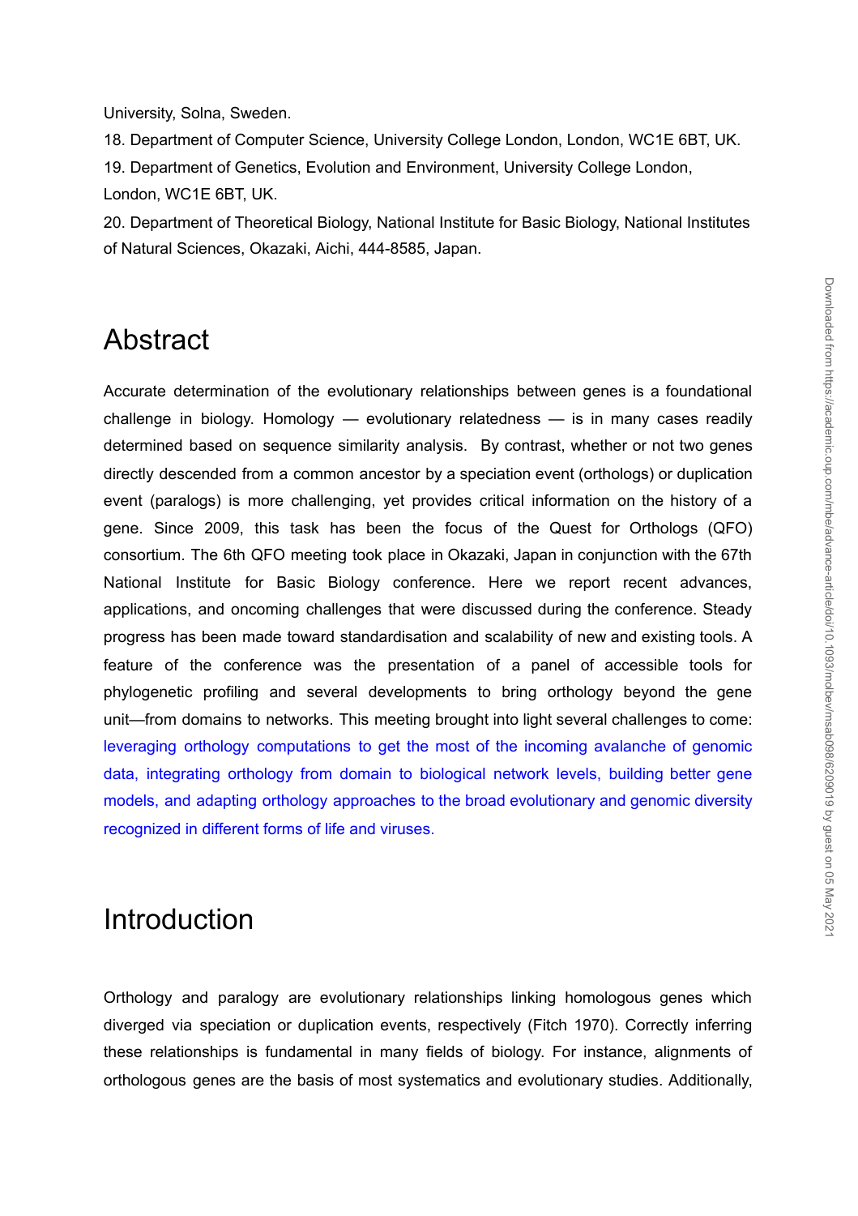University, Solna, Sweden.

18. Department of Computer Science, University College London, London, WC1E 6BT, UK.

19. Department of Genetics, Evolution and Environment, University College London, London, WC1E 6BT, UK.

20. Department of Theoretical Biology, National Institute for Basic Biology, National Institutes of Natural Sciences, Okazaki, Aichi, 444-8585, Japan.

# Abstract

Accurate determination of the evolutionary relationships between genes is a foundational challenge in biology. Homology — evolutionary relatedness — is in many cases readily determined based on sequence similarity analysis. By contrast, whether or not two genes directly descended from a common ancestor by a speciation event (orthologs) or duplication event (paralogs) is more challenging, yet provides critical information on the history of a gene. Since 2009, this task has been the focus of the Quest for Orthologs (QFO) consortium. The 6th QFO meeting took place in Okazaki, Japan in conjunction with the 67th National Institute for Basic Biology conference. Here we report recent advances, applications, and oncoming challenges that were discussed during the conference. Steady progress has been made toward standardisation and scalability of new and existing tools. A feature of the conference was the presentation of a panel of accessible tools for phylogenetic profiling and several developments to bring orthology beyond the gene unit—from domains to networks. This meeting brought into light several challenges to come: leveraging orthology computations to get the most of the incoming avalanche of genomic data, integrating orthology from domain to biological network levels, building better gene models, and adapting orthology approaches to the broad evolutionary and genomic diversity recognized in different forms of life and viruses.

# Introduction

Orthology and paralogy are evolutionary relationships linking homologous genes which diverged via speciation or duplication events, respectively (Fitch 1970). Correctly inferring these relationships is fundamental in many fields of biology. For instance, alignments of orthologous genes are the basis of most systematics and evolutionary studies. Additionally,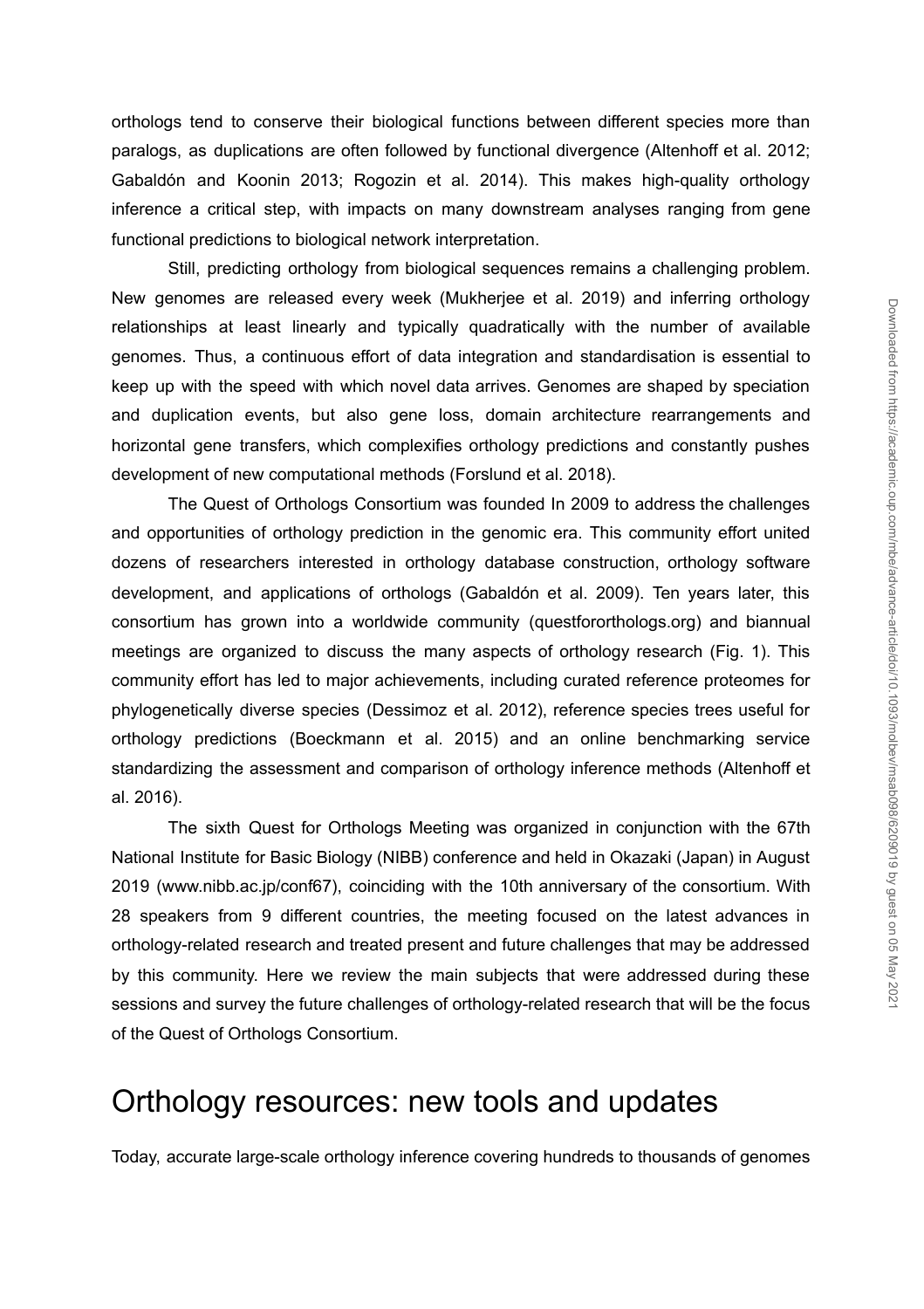orthologs tend to conserve their biological functions between different species more than paralogs, as duplications are often followed by functional divergence (Altenhoff et al. 2012; Gabaldón and Koonin 2013; Rogozin et al. 2014). This makes high-quality orthology inference a critical step, with impacts on many downstream analyses ranging from gene functional predictions to biological network interpretation.

Still, predicting orthology from biological sequences remains a challenging problem. New genomes are released every week (Mukherjee et al. 2019) and inferring orthology relationships at least linearly and typically quadratically with the number of available genomes. Thus, a continuous effort of data integration and standardisation is essential to keep up with the speed with which novel data arrives. Genomes are shaped by speciation and duplication events, but also gene loss, domain architecture rearrangements and horizontal gene transfers, which complexifies orthology predictions and constantly pushes development of new computational methods (Forslund et al. 2018).

The Quest of Orthologs Consortium was founded In 2009 to address the challenges and opportunities of orthology prediction in the genomic era. This community effort united dozens of researchers interested in orthology database construction, orthology software development, and applications of orthologs (Gabaldón et al. 2009). Ten years later, this consortium has grown into a worldwide community (questfororthologs.org) and biannual meetings are organized to discuss the many aspects of orthology research (Fig. 1). This community effort has led to major achievements, including curated reference proteomes for phylogenetically diverse species (Dessimoz et al. 2012), reference species trees useful for orthology predictions (Boeckmann et al. 2015) and an online benchmarking service standardizing the assessment and comparison of orthology inference methods (Altenhoff et al. 2016).

The sixth Quest for Orthologs Meeting was organized in conjunction with the 67th National Institute for Basic Biology (NIBB) conference and held in Okazaki (Japan) in August 2019 (www.nibb.ac.jp/conf67), coinciding with the 10th anniversary of the consortium. With 28 speakers from 9 different countries, the meeting focused on the latest advances in orthology-related research and treated present and future challenges that may be addressed by this community. Here we review the main subjects that were addressed during these sessions and survey the future challenges of orthology-related research that will be the focus of the Quest of Orthologs Consortium.

# Orthology resources: new tools and updates

Today, accurate large-scale orthology inference covering hundreds to thousands of genomes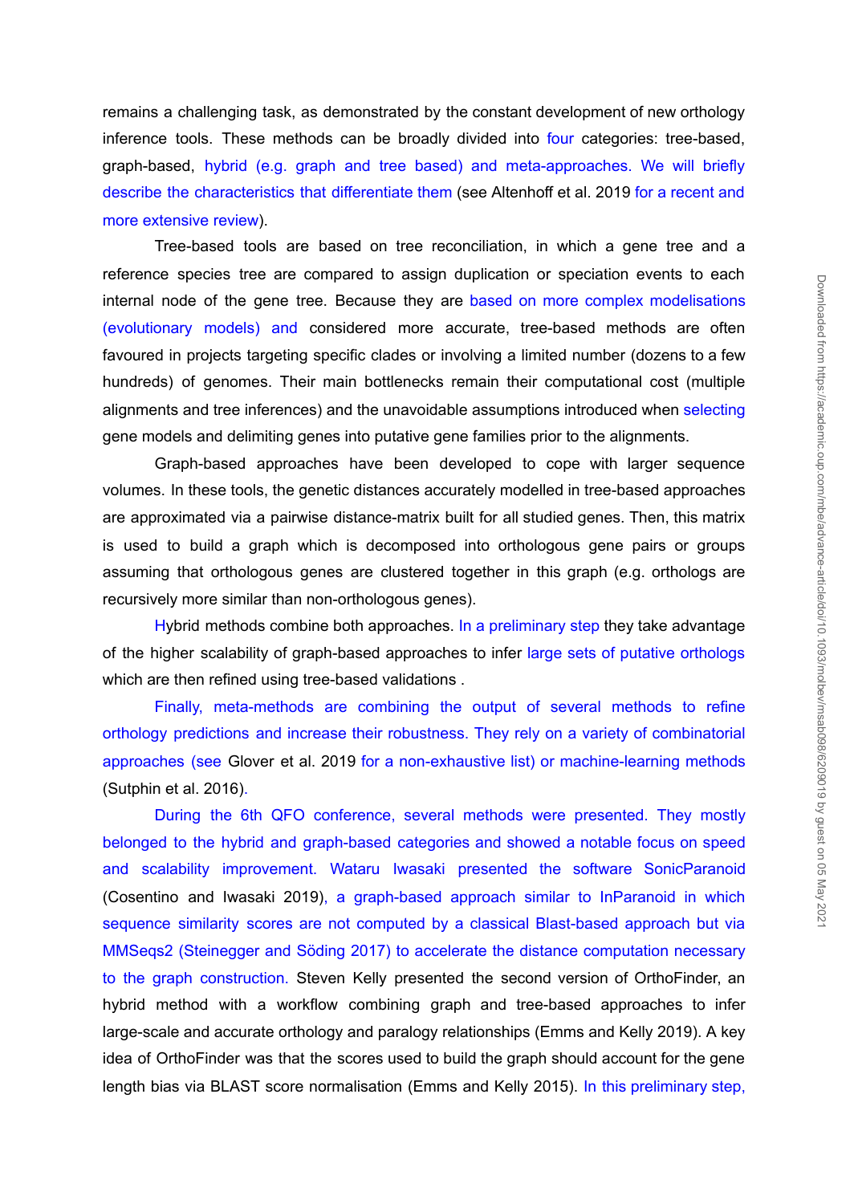remains a challenging task, as demonstrated by the constant development of new orthology inference tools. These methods can be broadly divided into four categories: tree-based, graph-based, hybrid (e.g. graph and tree based) and meta-approaches. We will briefly describe the characteristics that differentiate them (see Altenhoff et al. 2019 for a recent and more extensive review).

Tree-based tools are based on tree reconciliation, in which a gene tree and a reference species tree are compared to assign duplication or speciation events to each internal node of the gene tree. Because they are based on more complex modelisations (evolutionary models) and considered more accurate, tree-based methods are often favoured in projects targeting specific clades or involving a limited number (dozens to a few hundreds) of genomes. Their main bottlenecks remain their computational cost (multiple alignments and tree inferences) and the unavoidable assumptions introduced when selecting gene models and delimiting genes into putative gene families prior to the alignments.

Graph-based approaches have been developed to cope with larger sequence volumes. In these tools, the genetic distances accurately modelled in tree-based approaches are approximated via a pairwise distance-matrix built for all studied genes. Then, this matrix is used to build a graph which is decomposed into orthologous gene pairs or groups assuming that orthologous genes are clustered together in this graph (e.g. orthologs are recursively more similar than non-orthologous genes).

Hybrid methods combine both approaches. In a preliminary step they take advantage of the higher scalability of graph-based approaches to infer large sets of putative orthologs which are then refined using tree-based validations .

Finally, meta-methods are combining the output of several methods to refine orthology predictions and increase their robustness. They rely on a variety of combinatorial approaches (see Glover et al. 2019 for a non-exhaustive list) or machine-learning methods (Sutphin et al. 2016).

During the 6th QFO conference, several methods were presented. They mostly belonged to the hybrid and graph-based categories and showed a notable focus on speed and scalability improvement. Wataru Iwasaki presented the software SonicParanoid (Cosentino and Iwasaki 2019), a graph-based approach similar to InParanoid in which sequence similarity scores are not computed by a classical Blast-based approach but via MMSeqs2 (Steinegger and Söding 2017) to accelerate the distance computation necessary to the graph construction. Steven Kelly presented the second version of OrthoFinder, an hybrid method with a workflow combining graph and tree-based approaches to infer large-scale and accurate orthology and paralogy relationships (Emms and Kelly 2019). A key idea of OrthoFinder was that the scores used to build the graph should account for the gene length bias via BLAST score normalisation (Emms and Kelly 2015). In this preliminary step,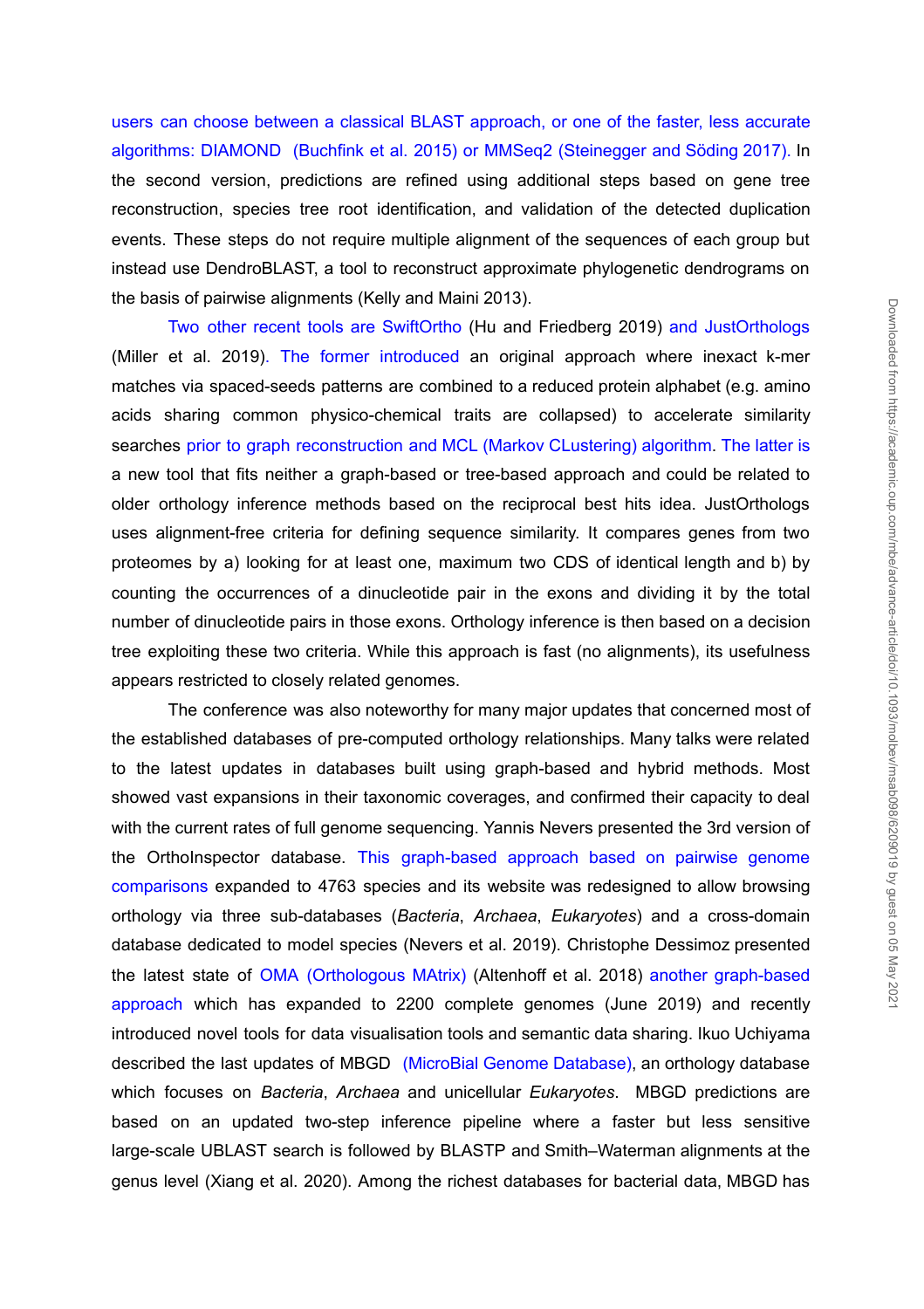users can choose between a classical BLAST approach, or one of the faster, less accurate algorithms: DIAMOND (Buchfink et al. 2015) or MMSeq2 (Steinegger and Söding 2017). In the second version, predictions are refined using additional steps based on gene tree reconstruction, species tree root identification, and validation of the detected duplication events. These steps do not require multiple alignment of the sequences of each group but instead use DendroBLAST, a tool to reconstruct approximate phylogenetic dendrograms on the basis of pairwise alignments (Kelly and Maini 2013).

Two other recent tools are SwiftOrtho (Hu and Friedberg 2019) and JustOrthologs (Miller et al. 2019). The former introduced an original approach where inexact k-mer matches via spaced-seeds patterns are combined to a reduced protein alphabet (e.g. amino acids sharing common physico-chemical traits are collapsed) to accelerate similarity searches prior to graph reconstruction and MCL (Markov CLustering) algorithm. The latter is a new tool that fits neither a graph-based or tree-based approach and could be related to older orthology inference methods based on the reciprocal best hits idea. JustOrthologs uses alignment-free criteria for defining sequence similarity. It compares genes from two proteomes by a) looking for at least one, maximum two CDS of identical length and b) by counting the occurrences of a dinucleotide pair in the exons and dividing it by the total number of dinucleotide pairs in those exons. Orthology inference is then based on a decision tree exploiting these two criteria. While this approach is fast (no alignments), its usefulness appears restricted to closely related genomes.

The conference was also noteworthy for many major updates that concerned most of the established databases of pre-computed orthology relationships. Many talks were related to the latest updates in databases built using graph-based and hybrid methods. Most showed vast expansions in their taxonomic coverages, and confirmed their capacity to deal with the current rates of full genome sequencing. Yannis Nevers presented the 3rd version of the OrthoInspector database. This graph-based approach based on pairwise genome comparisons expanded to 4763 species and its website was redesigned to allow browsing orthology via three sub-databases (*Bacteria*, *Archaea*, *Eukaryotes*) and a cross-domain database dedicated to model species (Nevers et al. 2019). Christophe Dessimoz presented the latest state of OMA (Orthologous MAtrix) (Altenhoff et al. 2018) another graph-based approach which has expanded to 2200 complete genomes (June 2019) and recently introduced novel tools for data visualisation tools and semantic data sharing. Ikuo Uchiyama described the last updates of MBGD (MicroBial Genome Database), an orthology database which focuses on *Bacteria*, *Archaea* and unicellular *Eukaryotes*. MBGD predictions are based on an updated two-step inference pipeline where a faster but less sensitive large-scale UBLAST search is followed by BLASTP and Smith–Waterman alignments at the genus level (Xiang et al. 2020). Among the richest databases for bacterial data, MBGD has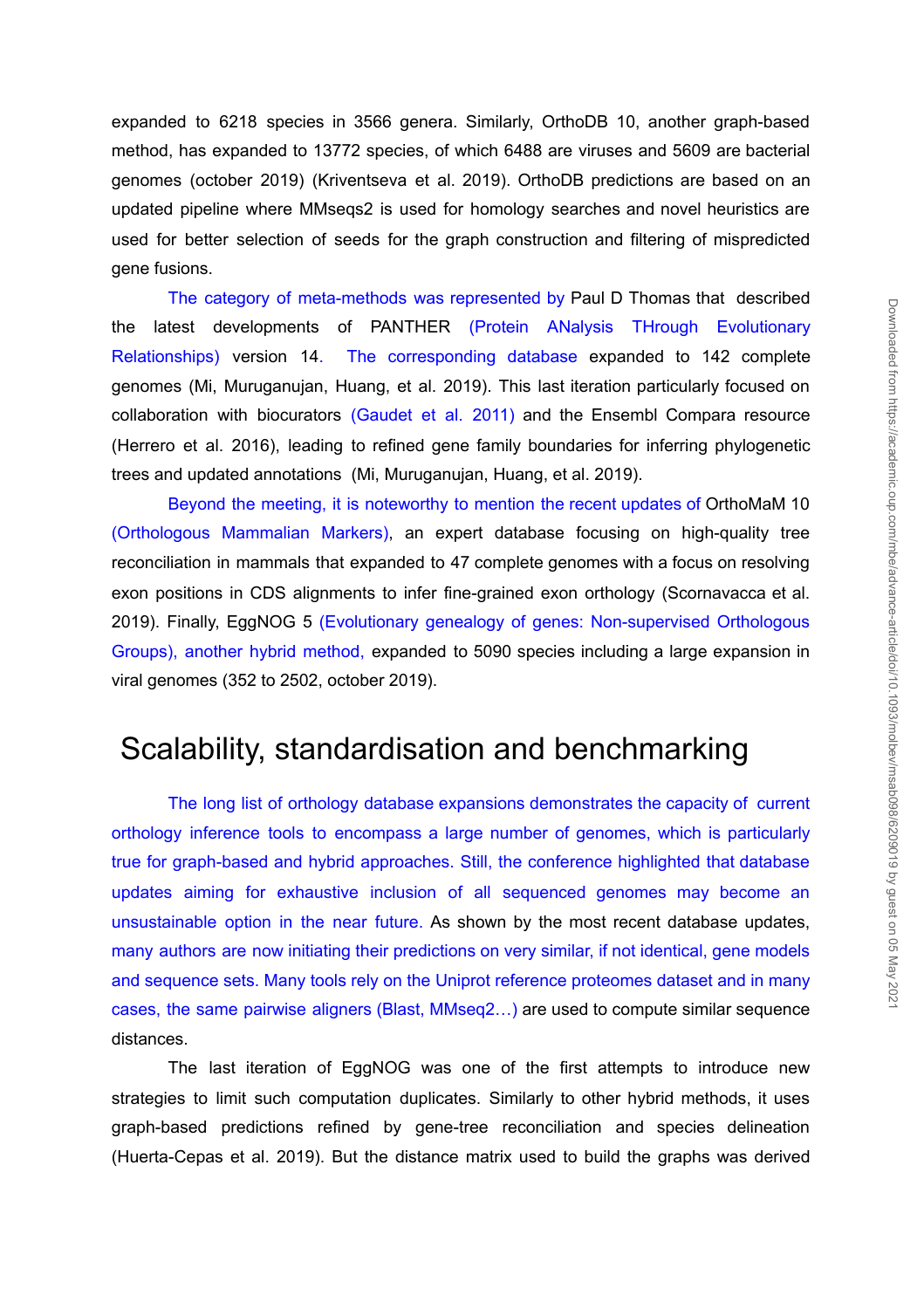expanded to 6218 species in 3566 genera. Similarly, OrthoDB 10, another graph-based method, has expanded to 13772 species, of which 6488 are viruses and 5609 are bacterial genomes (october 2019) (Kriventseva et al. 2019). OrthoDB predictions are based on an updated pipeline where MMseqs2 is used for homology searches and novel heuristics are used for better selection of seeds for the graph construction and filtering of mispredicted gene fusions.

The category of meta-methods was represented by Paul D Thomas that described the latest developments of PANTHER (Protein ANalysis THrough Evolutionary Relationships) version 14. The corresponding database expanded to 142 complete genomes (Mi, Muruganujan, Huang, et al. 2019). This last iteration particularly focused on collaboration with biocurators (Gaudet et al. 2011) and the Ensembl Compara resource (Herrero et al. 2016), leading to refined gene family boundaries for inferring phylogenetic trees and updated annotations (Mi, Muruganujan, Huang, et al. 2019).

Beyond the meeting, it is noteworthy to mention the recent updates of OrthoMaM 10 (Orthologous Mammalian Markers), an expert database focusing on high-quality tree reconciliation in mammals that expanded to 47 complete genomes with a focus on resolving exon positions in CDS alignments to infer fine-grained exon orthology (Scornavacca et al. 2019). Finally, EggNOG 5 (Evolutionary genealogy of genes: Non-supervised Orthologous Groups), another hybrid method, expanded to 5090 species including a large expansion in viral genomes (352 to 2502, october 2019).

# Scalability, standardisation and benchmarking

The long list of orthology database expansions demonstrates the capacity of current orthology inference tools to encompass a large number of genomes, which is particularly true for graph-based and hybrid approaches. Still, the conference highlighted that database updates aiming for exhaustive inclusion of all sequenced genomes may become an unsustainable option in the near future. As shown by the most recent database updates, many authors are now initiating their predictions on very similar, if not identical, gene models and sequence sets. Many tools rely on the Uniprot reference proteomes dataset and in many cases, the same pairwise aligners (Blast, MMseq2…) are used to compute similar sequence distances.

The last iteration of EggNOG was one of the first attempts to introduce new strategies to limit such computation duplicates. Similarly to other hybrid methods, it uses graph-based predictions refined by gene-tree reconciliation and species delineation (Huerta-Cepas et al. 2019). But the distance matrix used to build the graphs was derived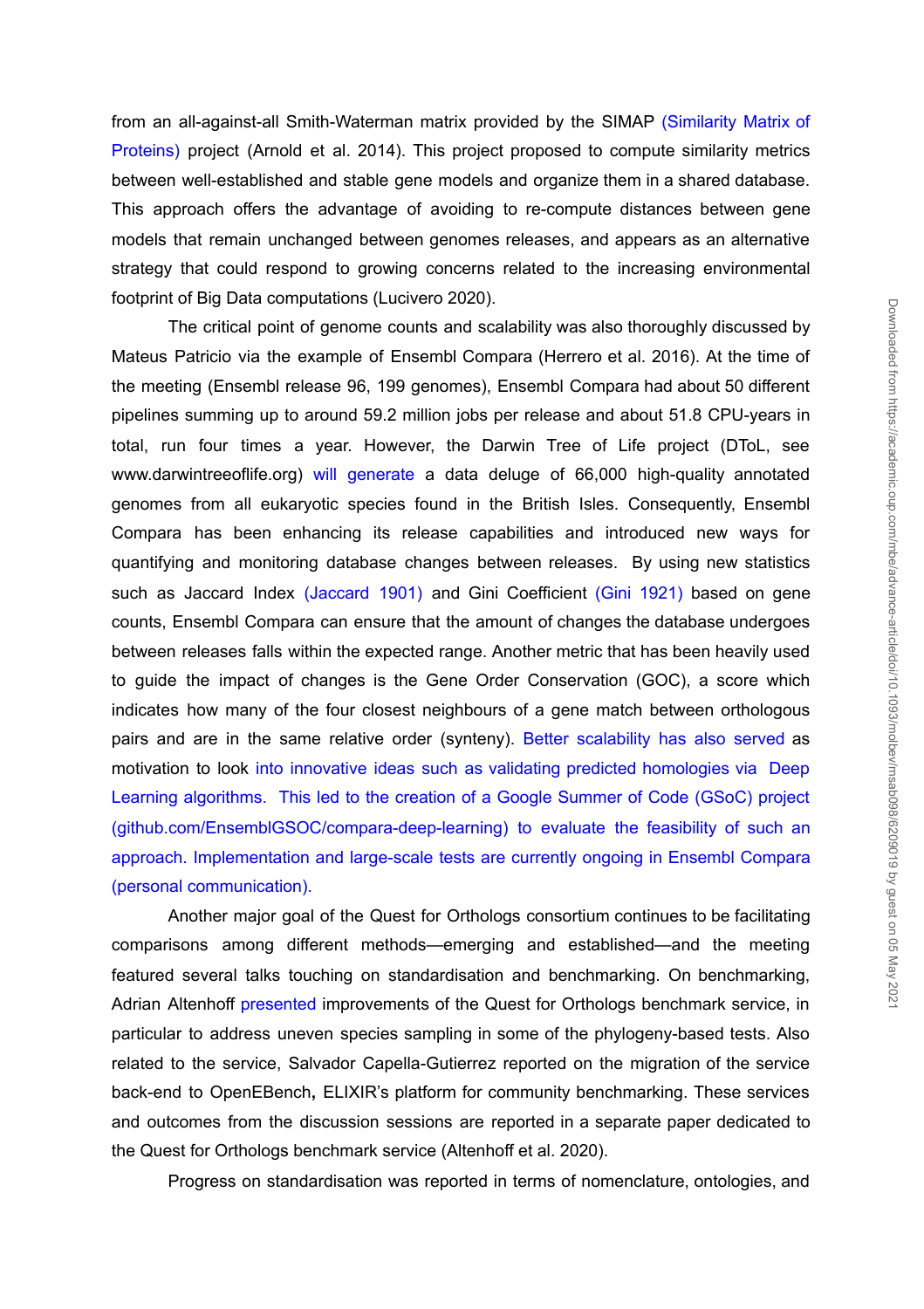from an all-against-all Smith-Waterman matrix provided by the SIMAP (Similarity Matrix of Proteins) project (Arnold et al. 2014). This project proposed to compute similarity metrics between well-established and stable gene models and organize them in a shared database. This approach offers the advantage of avoiding to re-compute distances between gene models that remain unchanged between genomes releases, and appears as an alternative strategy that could respond to growing concerns related to the increasing environmental footprint of Big Data computations (Lucivero 2020).

The critical point of genome counts and scalability was also thoroughly discussed by Mateus Patricio via the example of Ensembl Compara (Herrero et al. 2016). At the time of the meeting (Ensembl release 96, 199 genomes), Ensembl Compara had about 50 different pipelines summing up to around 59.2 million jobs per release and about 51.8 CPU-years in total, run four times a year. However, the Darwin Tree of Life project (DToL, see www.darwintreeoflife.org) will generate a data deluge of 66,000 high-quality annotated genomes from all eukaryotic species found in the British Isles. Consequently, Ensembl Compara has been enhancing its release capabilities and introduced new ways for quantifying and monitoring database changes between releases. By using new statistics such as Jaccard Index (Jaccard 1901) and Gini Coefficient (Gini 1921) based on gene counts, Ensembl Compara can ensure that the amount of changes the database undergoes between releases falls within the expected range. Another metric that has been heavily used to guide the impact of changes is the Gene Order Conservation (GOC), a score which indicates how many of the four closest neighbours of a gene match between orthologous pairs and are in the same relative order (synteny). Better scalability has also served as motivation to look into innovative ideas such as validating predicted homologies via Deep Learning algorithms. This led to the creation of a Google Summer of Code (GSoC) project (github.com/EnsemblGSOC/compara-deep-learning) to evaluate the feasibility of such an approach. Implementation and large-scale tests are currently ongoing in Ensembl Compara (personal communication).

Another major goal of the Quest for Orthologs consortium continues to be facilitating comparisons among different methods—emerging and established—and the meeting featured several talks touching on standardisation and benchmarking. On benchmarking, Adrian Altenhoff presented improvements of the Quest for Orthologs benchmark service, in particular to address uneven species sampling in some of the phylogeny-based tests. Also related to the service, Salvador Capella-Gutierrez reported on the migration of the service back-end to OpenEBench**,** ELIXIR's platform for community benchmarking. These services and outcomes from the discussion sessions are reported in a separate paper dedicated to the Quest for Orthologs benchmark service (Altenhoff et al. 2020).

Progress on standardisation was reported in terms of nomenclature, ontologies, and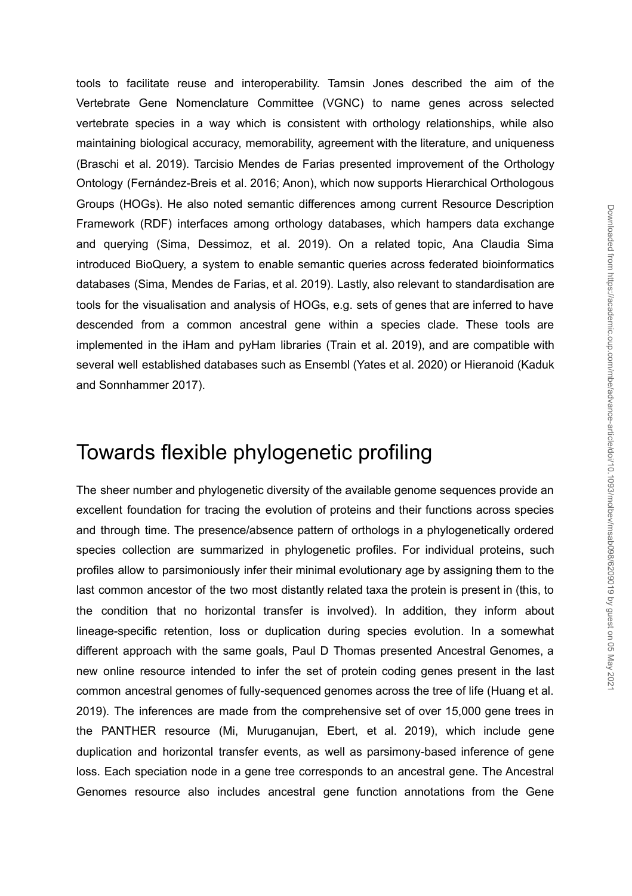tools to facilitate reuse and interoperability. Tamsin Jones described the aim of the Vertebrate Gene Nomenclature Committee (VGNC) to name genes across selected vertebrate species in a way which is consistent with orthology relationships, while also maintaining biological accuracy, memorability, agreement with the literature, and uniqueness (Braschi et al. 2019). Tarcisio Mendes de Farias presented improvement of the Orthology Ontology (Fernández-Breis et al. 2016; Anon), which now supports Hierarchical Orthologous Groups (HOGs). He also noted semantic differences among current Resource Description Framework (RDF) interfaces among orthology databases, which hampers data exchange and querying (Sima, Dessimoz, et al. 2019). On a related topic, Ana Claudia Sima introduced BioQuery, a system to enable semantic queries across federated bioinformatics databases (Sima, Mendes de Farias, et al. 2019). Lastly, also relevant to standardisation are tools for the visualisation and analysis of HOGs, e.g. sets of genes that are inferred to have descended from a common ancestral gene within a species clade. These tools are implemented in the iHam and pyHam libraries (Train et al. 2019), and are compatible with several well established databases such as Ensembl (Yates et al. 2020) or Hieranoid (Kaduk and Sonnhammer 2017).

# Towards flexible phylogenetic profiling

The sheer number and phylogenetic diversity of the available genome sequences provide an excellent foundation for tracing the evolution of proteins and their functions across species and through time. The presence/absence pattern of orthologs in a phylogenetically ordered species collection are summarized in phylogenetic profiles. For individual proteins, such profiles allow to parsimoniously infer their minimal evolutionary age by assigning them to the last common ancestor of the two most distantly related taxa the protein is present in (this, to the condition that no horizontal transfer is involved). In addition, they inform about lineage-specific retention, loss or duplication during species evolution. In a somewhat different approach with the same goals, Paul D Thomas presented Ancestral Genomes, a new online resource intended to infer the set of protein coding genes present in the last common ancestral genomes of fully-sequenced genomes across the tree of life (Huang et al. 2019). The inferences are made from the comprehensive set of over 15,000 gene trees in the PANTHER resource (Mi, Muruganujan, Ebert, et al. 2019), which include gene duplication and horizontal transfer events, as well as parsimony-based inference of gene loss. Each speciation node in a gene tree corresponds to an ancestral gene. The Ancestral Genomes resource also includes ancestral gene function annotations from the Gene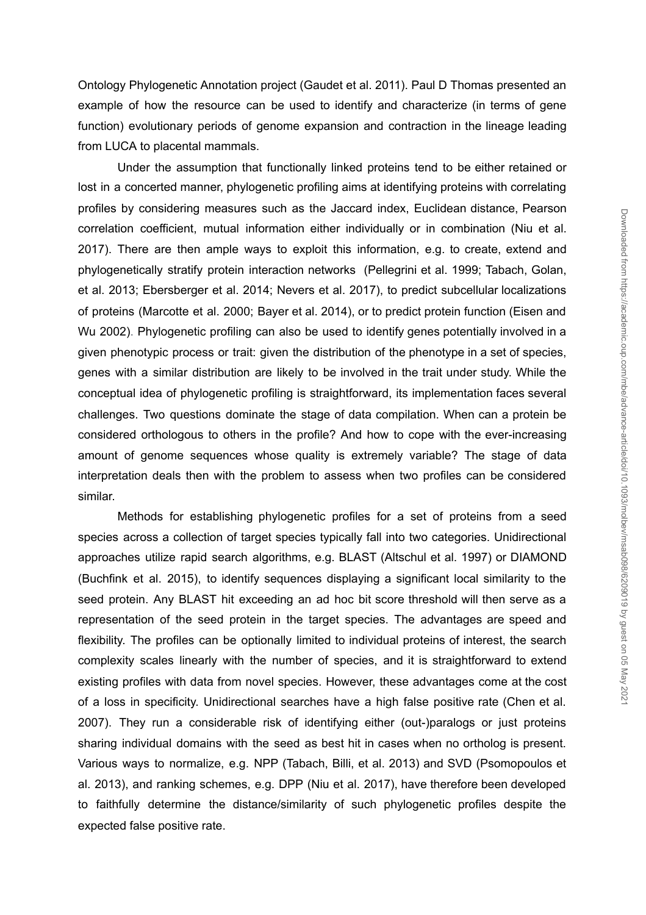Ontology Phylogenetic Annotation project (Gaudet et al. 2011). Paul D Thomas presented an example of how the resource can be used to identify and characterize (in terms of gene function) evolutionary periods of genome expansion and contraction in the lineage leading from LUCA to placental mammals.

Under the assumption that functionally linked proteins tend to be either retained or lost in a concerted manner, phylogenetic profiling aims at identifying proteins with correlating profiles by considering measures such as the Jaccard index, Euclidean distance, Pearson correlation coefficient, mutual information either individually or in combination (Niu et al. 2017). There are then ample ways to exploit this information, e.g. to create, extend and phylogenetically stratify protein interaction networks (Pellegrini et al. 1999; Tabach, Golan, et al. 2013; Ebersberger et al. 2014; Nevers et al. 2017), to predict subcellular localizations of proteins (Marcotte et al. 2000; Bayer et al. 2014), or to predict protein function (Eisen and Wu 2002). Phylogenetic profiling can also be used to identify genes potentially involved in a given phenotypic process or trait: given the distribution of the phenotype in a set of species, genes with a similar distribution are likely to be involved in the trait under study. While the conceptual idea of phylogenetic profiling is straightforward, its implementation faces several challenges. Two questions dominate the stage of data compilation. When can a protein be considered orthologous to others in the profile? And how to cope with the ever-increasing amount of genome sequences whose quality is extremely variable? The stage of data interpretation deals then with the problem to assess when two profiles can be considered similar.

Methods for establishing phylogenetic profiles for a set of proteins from a seed species across a collection of target species typically fall into two categories. Unidirectional approaches utilize rapid search algorithms, e.g. BLAST (Altschul et al. 1997) or DIAMOND (Buchfink et al. 2015), to identify sequences displaying a significant local similarity to the seed protein. Any BLAST hit exceeding an ad hoc bit score threshold will then serve as a representation of the seed protein in the target species. The advantages are speed and flexibility. The profiles can be optionally limited to individual proteins of interest, the search complexity scales linearly with the number of species, and it is straightforward to extend existing profiles with data from novel species. However, these advantages come at the cost of a loss in specificity. Unidirectional searches have a high false positive rate (Chen et al. 2007). They run a considerable risk of identifying either (out-)paralogs or just proteins sharing individual domains with the seed as best hit in cases when no ortholog is present. Various ways to normalize, e.g. NPP (Tabach, Billi, et al. 2013) and SVD (Psomopoulos et al. 2013), and ranking schemes, e.g. DPP (Niu et al. 2017), have therefore been developed to faithfully determine the distance/similarity of such phylogenetic profiles despite the expected false positive rate.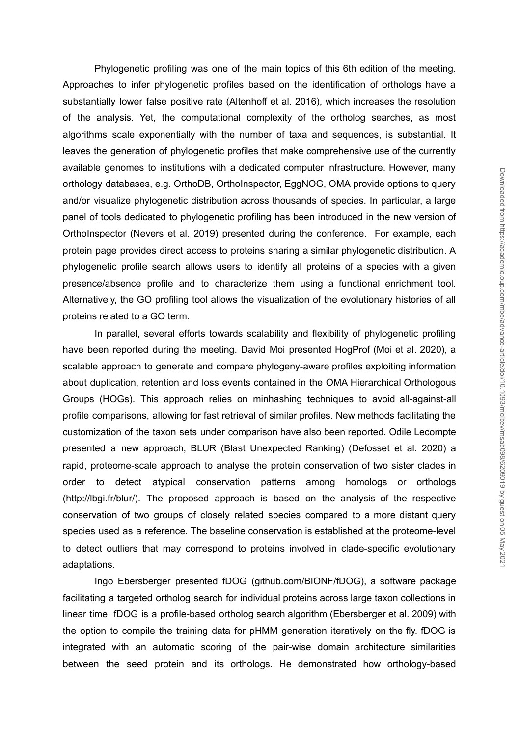Phylogenetic profiling was one of the main topics of this 6th edition of the meeting. Approaches to infer phylogenetic profiles based on the identification of orthologs have a substantially lower false positive rate (Altenhoff et al. 2016), which increases the resolution of the analysis. Yet, the computational complexity of the ortholog searches, as most algorithms scale exponentially with the number of taxa and sequences, is substantial. It leaves the generation of phylogenetic profiles that make comprehensive use of the currently available genomes to institutions with a dedicated computer infrastructure. However, many orthology databases, e.g. OrthoDB, OrthoInspector, EggNOG, OMA provide options to query and/or visualize phylogenetic distribution across thousands of species. In particular, a large panel of tools dedicated to phylogenetic profiling has been introduced in the new version of OrthoInspector (Nevers et al. 2019) presented during the conference. For example, each protein page provides direct access to proteins sharing a similar phylogenetic distribution. A phylogenetic profile search allows users to identify all proteins of a species with a given presence/absence profile and to characterize them using a functional enrichment tool. Alternatively, the GO profiling tool allows the visualization of the evolutionary histories of all proteins related to a GO term.

In parallel, several efforts towards scalability and flexibility of phylogenetic profiling have been reported during the meeting. David Moi presented HogProf (Moi et al. 2020), a scalable approach to generate and compare phylogeny-aware profiles exploiting information about duplication, retention and loss events contained in the OMA Hierarchical Orthologous Groups (HOGs). This approach relies on minhashing techniques to avoid all-against-all profile comparisons, allowing for fast retrieval of similar profiles. New methods facilitating the customization of the taxon sets under comparison have also been reported. Odile Lecompte presented a new approach, BLUR (Blast Unexpected Ranking) (Defosset et al. 2020) a rapid, proteome-scale approach to analyse the protein conservation of two sister clades in order to detect atypical conservation patterns among homologs or orthologs (http://lbgi.fr/blur/). The proposed approach is based on the analysis of the respective conservation of two groups of closely related species compared to a more distant query species used as a reference. The baseline conservation is established at the proteome-level to detect outliers that may correspond to proteins involved in clade-specific evolutionary adaptations.

Ingo Ebersberger presented fDOG (github.com/BIONF/fDOG), a software package facilitating a targeted ortholog search for individual proteins across large taxon collections in linear time. fDOG is a profile-based ortholog search algorithm (Ebersberger et al. 2009) with the option to compile the training data for pHMM generation iteratively on the fly. fDOG is integrated with an automatic scoring of the pair-wise domain architecture similarities between the seed protein and its orthologs. He demonstrated how orthology-based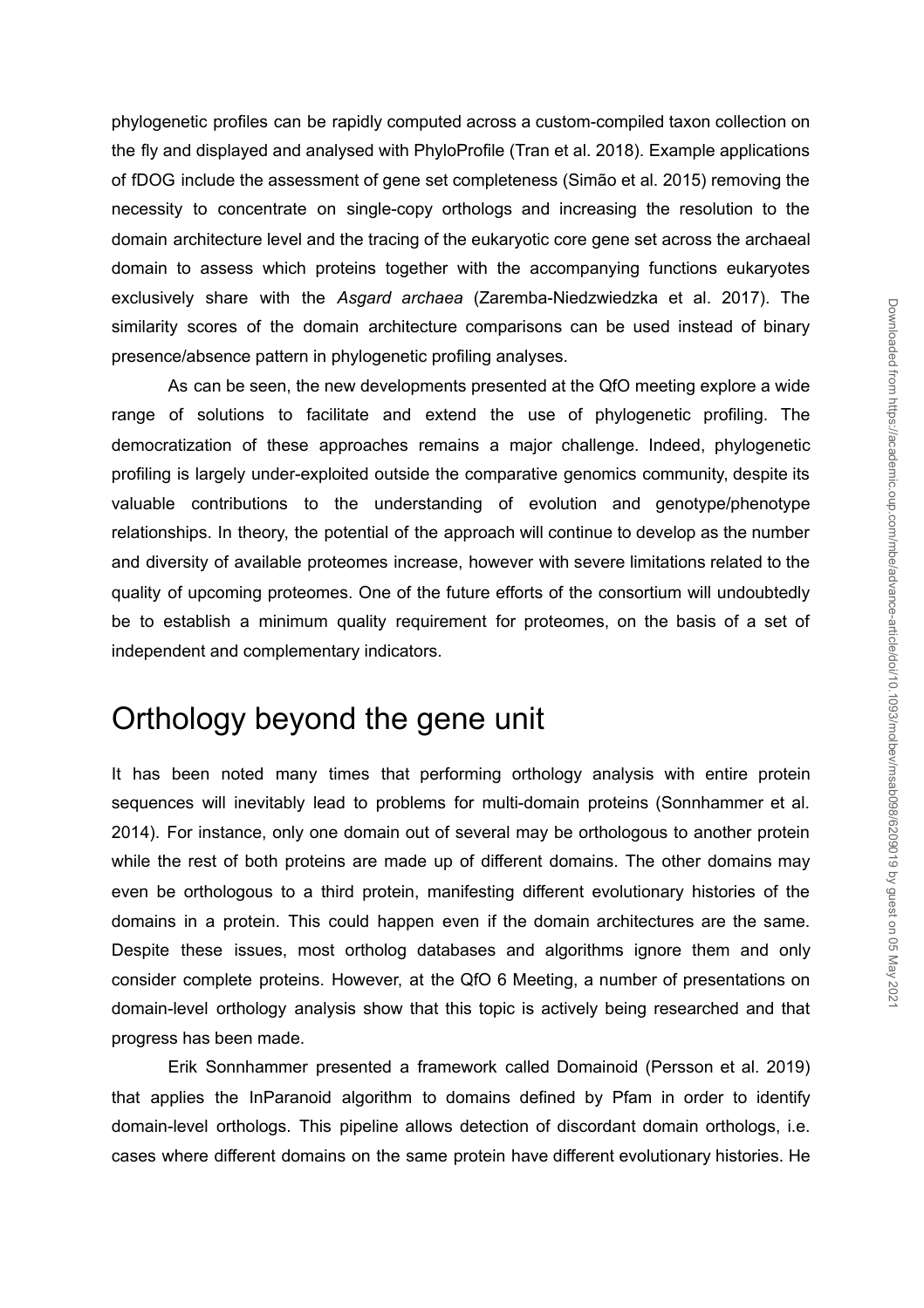phylogenetic profiles can be rapidly computed across a custom-compiled taxon collection on the fly and displayed and analysed with PhyloProfile (Tran et al. 2018). Example applications of fDOG include the assessment of gene set completeness (Simão et al. 2015) removing the necessity to concentrate on single-copy orthologs and increasing the resolution to the domain architecture level and the tracing of the eukaryotic core gene set across the archaeal domain to assess which proteins together with the accompanying functions eukaryotes exclusively share with the *Asgard archaea* (Zaremba-Niedzwiedzka et al. 2017). The similarity scores of the domain architecture comparisons can be used instead of binary presence/absence pattern in phylogenetic profiling analyses.

As can be seen, the new developments presented at the QfO meeting explore a wide range of solutions to facilitate and extend the use of phylogenetic profiling. The democratization of these approaches remains a major challenge. Indeed, phylogenetic profiling is largely under-exploited outside the comparative genomics community, despite its valuable contributions to the understanding of evolution and genotype/phenotype relationships. In theory, the potential of the approach will continue to develop as the number and diversity of available proteomes increase, however with severe limitations related to the quality of upcoming proteomes. One of the future efforts of the consortium will undoubtedly be to establish a minimum quality requirement for proteomes, on the basis of a set of independent and complementary indicators.

# Orthology beyond the gene unit

It has been noted many times that performing orthology analysis with entire protein sequences will inevitably lead to problems for multi-domain proteins (Sonnhammer et al. 2014). For instance, only one domain out of several may be orthologous to another protein while the rest of both proteins are made up of different domains. The other domains may even be orthologous to a third protein, manifesting different evolutionary histories of the domains in a protein. This could happen even if the domain architectures are the same. Despite these issues, most ortholog databases and algorithms ignore them and only consider complete proteins. However, at the QfO 6 Meeting, a number of presentations on domain-level orthology analysis show that this topic is actively being researched and that progress has been made.

Erik Sonnhammer presented a framework called Domainoid (Persson et al. 2019) that applies the InParanoid algorithm to domains defined by Pfam in order to identify domain-level orthologs. This pipeline allows detection of discordant domain orthologs, i.e. cases where different domains on the same protein have different evolutionary histories. He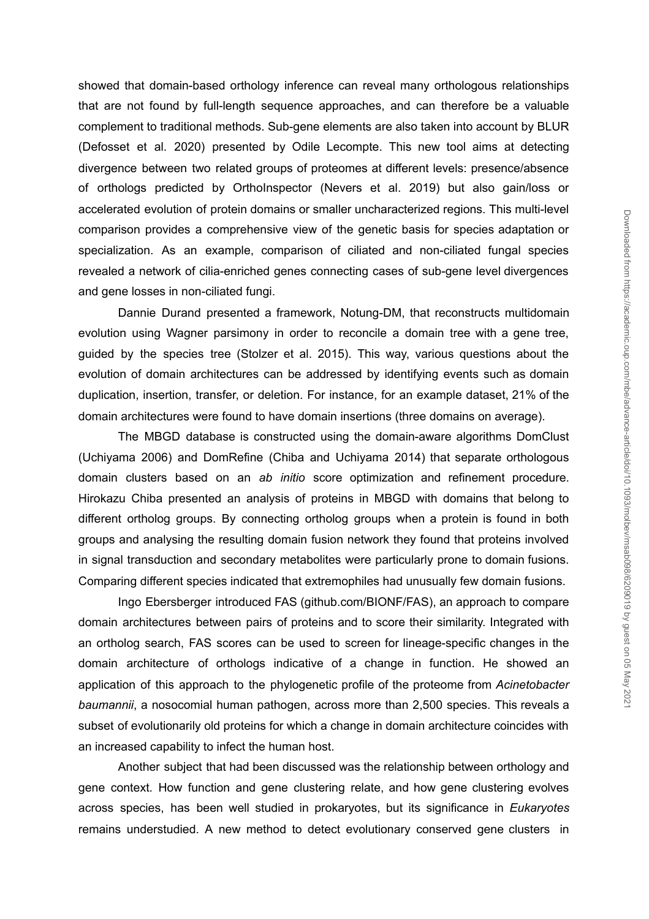showed that domain-based orthology inference can reveal many orthologous relationships that are not found by full-length sequence approaches, and can therefore be a valuable complement to traditional methods. Sub-gene elements are also taken into account by BLUR (Defosset et al. 2020) presented by Odile Lecompte. This new tool aims at detecting divergence between two related groups of proteomes at different levels: presence/absence of orthologs predicted by OrthoInspector (Nevers et al. 2019) but also gain/loss or accelerated evolution of protein domains or smaller uncharacterized regions. This multi-level comparison provides a comprehensive view of the genetic basis for species adaptation or specialization. As an example, comparison of ciliated and non-ciliated fungal species revealed a network of cilia-enriched genes connecting cases of sub-gene level divergences and gene losses in non-ciliated fungi.

Dannie Durand presented a framework, Notung-DM, that reconstructs multidomain evolution using Wagner parsimony in order to reconcile a domain tree with a gene tree, guided by the species tree (Stolzer et al. 2015). This way, various questions about the evolution of domain architectures can be addressed by identifying events such as domain duplication, insertion, transfer, or deletion. For instance, for an example dataset, 21% of the domain architectures were found to have domain insertions (three domains on average).

The MBGD database is constructed using the domain-aware algorithms DomClust (Uchiyama 2006) and DomRefine (Chiba and Uchiyama 2014) that separate orthologous domain clusters based on an *ab initio* score optimization and refinement procedure. Hirokazu Chiba presented an analysis of proteins in MBGD with domains that belong to different ortholog groups. By connecting ortholog groups when a protein is found in both groups and analysing the resulting domain fusion network they found that proteins involved in signal transduction and secondary metabolites were particularly prone to domain fusions. Comparing different species indicated that extremophiles had unusually few domain fusions.

Ingo Ebersberger introduced FAS (github.com/BIONF/FAS), an approach to compare domain architectures between pairs of proteins and to score their similarity. Integrated with an ortholog search, FAS scores can be used to screen for lineage-specific changes in the domain architecture of orthologs indicative of a change in function. He showed an application of this approach to the phylogenetic profile of the proteome from *Acinetobacter baumannii*, a nosocomial human pathogen, across more than 2,500 species. This reveals a subset of evolutionarily old proteins for which a change in domain architecture coincides with an increased capability to infect the human host.

Another subject that had been discussed was the relationship between orthology and gene context. How function and gene clustering relate, and how gene clustering evolves across species, has been well studied in prokaryotes, but its significance in *Eukaryotes* remains understudied. A new method to detect evolutionary conserved gene clusters in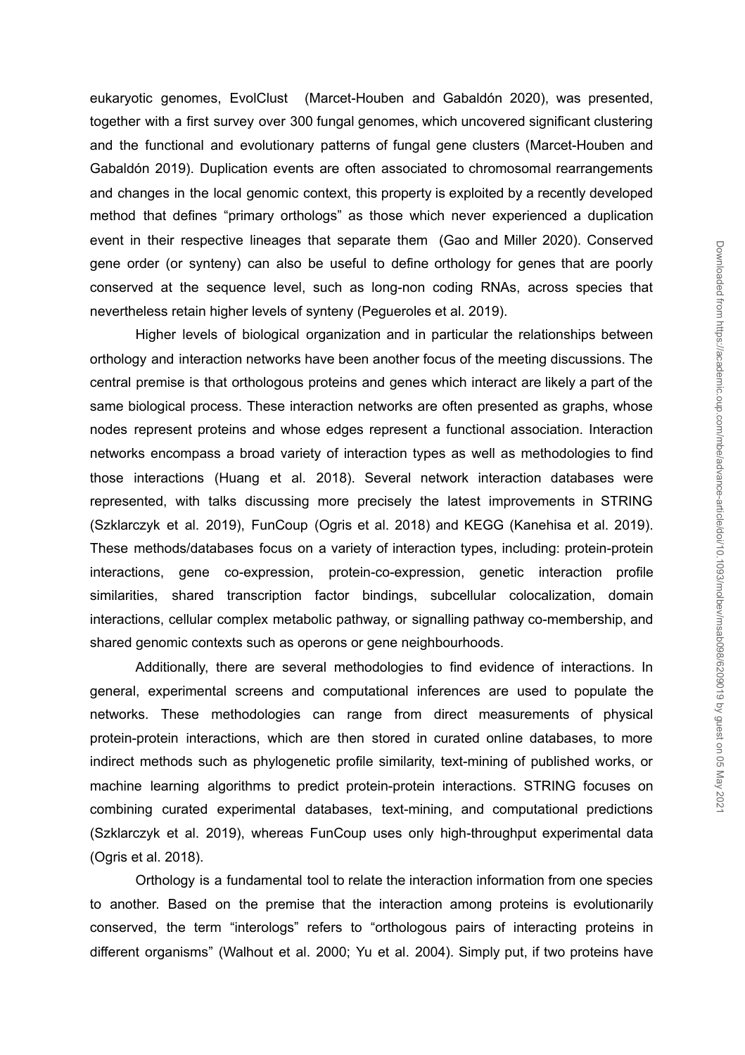eukaryotic genomes, EvolClust (Marcet-Houben and Gabaldón 2020), was presented, together with a first survey over 300 fungal genomes, which uncovered significant clustering and the functional and evolutionary patterns of fungal gene clusters (Marcet-Houben and Gabaldón 2019). Duplication events are often associated to chromosomal rearrangements and changes in the local genomic context, this property is exploited by a recently developed method that defines "primary orthologs" as those which never experienced a duplication event in their respective lineages that separate them (Gao and Miller 2020). Conserved gene order (or synteny) can also be useful to define orthology for genes that are poorly conserved at the sequence level, such as long-non coding RNAs, across species that nevertheless retain higher levels of synteny (Pegueroles et al. 2019).

Higher levels of biological organization and in particular the relationships between orthology and interaction networks have been another focus of the meeting discussions. The central premise is that orthologous proteins and genes which interact are likely a part of the same biological process. These interaction networks are often presented as graphs, whose nodes represent proteins and whose edges represent a functional association. Interaction networks encompass a broad variety of interaction types as well as methodologies to find those interactions (Huang et al. 2018). Several network interaction databases were represented, with talks discussing more precisely the latest improvements in STRING (Szklarczyk et al. 2019), FunCoup (Ogris et al. 2018) and KEGG (Kanehisa et al. 2019). These methods/databases focus on a variety of interaction types, including: protein-protein interactions, gene co-expression, protein-co-expression, genetic interaction profile similarities, shared transcription factor bindings, subcellular colocalization, domain interactions, cellular complex metabolic pathway, or signalling pathway co-membership, and shared genomic contexts such as operons or gene neighbourhoods.

Additionally, there are several methodologies to find evidence of interactions. In general, experimental screens and computational inferences are used to populate the networks. These methodologies can range from direct measurements of physical protein-protein interactions, which are then stored in curated online databases, to more indirect methods such as phylogenetic profile similarity, text-mining of published works, or machine learning algorithms to predict protein-protein interactions. STRING focuses on combining curated experimental databases, text-mining, and computational predictions (Szklarczyk et al. 2019), whereas FunCoup uses only high-throughput experimental data (Ogris et al. 2018).

Orthology is a fundamental tool to relate the interaction information from one species to another. Based on the premise that the interaction among proteins is evolutionarily conserved, the term "interologs" refers to "orthologous pairs of interacting proteins in different organisms" (Walhout et al. 2000; Yu et al. 2004). Simply put, if two proteins have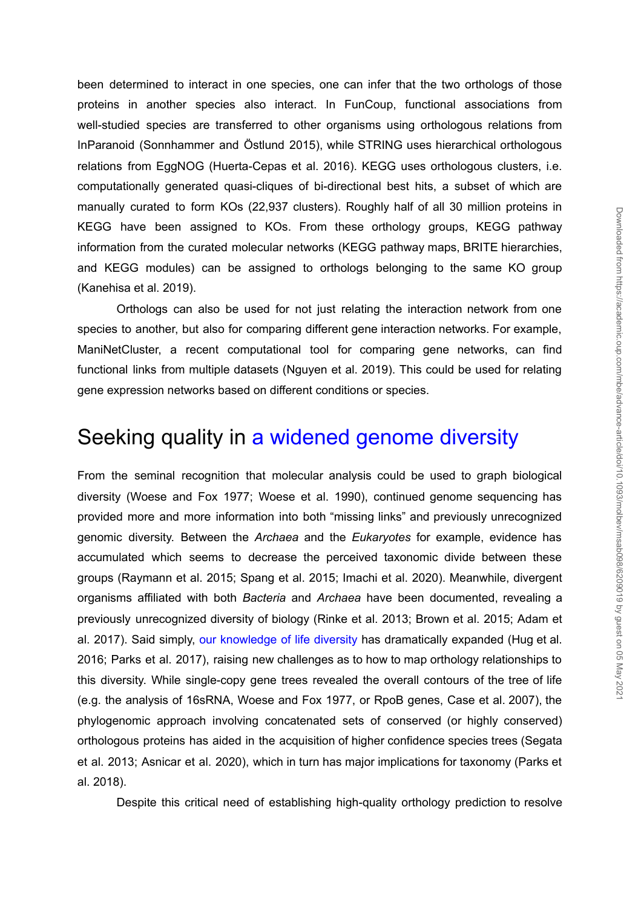been determined to interact in one species, one can infer that the two orthologs of those proteins in another species also interact. In FunCoup, functional associations from well-studied species are transferred to other organisms using orthologous relations from InParanoid (Sonnhammer and Östlund 2015), while STRING uses hierarchical orthologous relations from EggNOG (Huerta-Cepas et al. 2016). KEGG uses orthologous clusters, i.e. computationally generated quasi-cliques of bi-directional best hits, a subset of which are manually curated to form KOs (22,937 clusters). Roughly half of all 30 million proteins in KEGG have been assigned to KOs. From these orthology groups, KEGG pathway information from the curated molecular networks (KEGG pathway maps, BRITE hierarchies, and KEGG modules) can be assigned to orthologs belonging to the same KO group (Kanehisa et al. 2019).

Orthologs can also be used for not just relating the interaction network from one species to another, but also for comparing different gene interaction networks. For example, ManiNetCluster, a recent computational tool for comparing gene networks, can find functional links from multiple datasets (Nguyen et al. 2019). This could be used for relating gene expression networks based on different conditions or species.

## Seeking quality in a widened genome diversity

From the seminal recognition that molecular analysis could be used to graph biological diversity (Woese and Fox 1977; Woese et al. 1990), continued genome sequencing has provided more and more information into both "missing links" and previously unrecognized genomic diversity. Between the *Archaea* and the *Eukaryotes* for example, evidence has accumulated which seems to decrease the perceived taxonomic divide between these groups (Raymann et al. 2015; Spang et al. 2015; Imachi et al. 2020). Meanwhile, divergent organisms affiliated with both *Bacteria* and *Archaea* have been documented, revealing a previously unrecognized diversity of biology (Rinke et al. 2013; Brown et al. 2015; Adam et al. 2017). Said simply, our knowledge of life diversity has dramatically expanded (Hug et al. 2016; Parks et al. 2017), raising new challenges as to how to map orthology relationships to this diversity. While single-copy gene trees revealed the overall contours of the tree of life (e.g. the analysis of 16sRNA, Woese and Fox 1977, or RpoB genes, Case et al. 2007), the phylogenomic approach involving concatenated sets of conserved (or highly conserved) orthologous proteins has aided in the acquisition of higher confidence species trees (Segata et al. 2013; Asnicar et al. 2020), which in turn has major implications for taxonomy (Parks et al. 2018).

Despite this critical need of establishing high-quality orthology prediction to resolve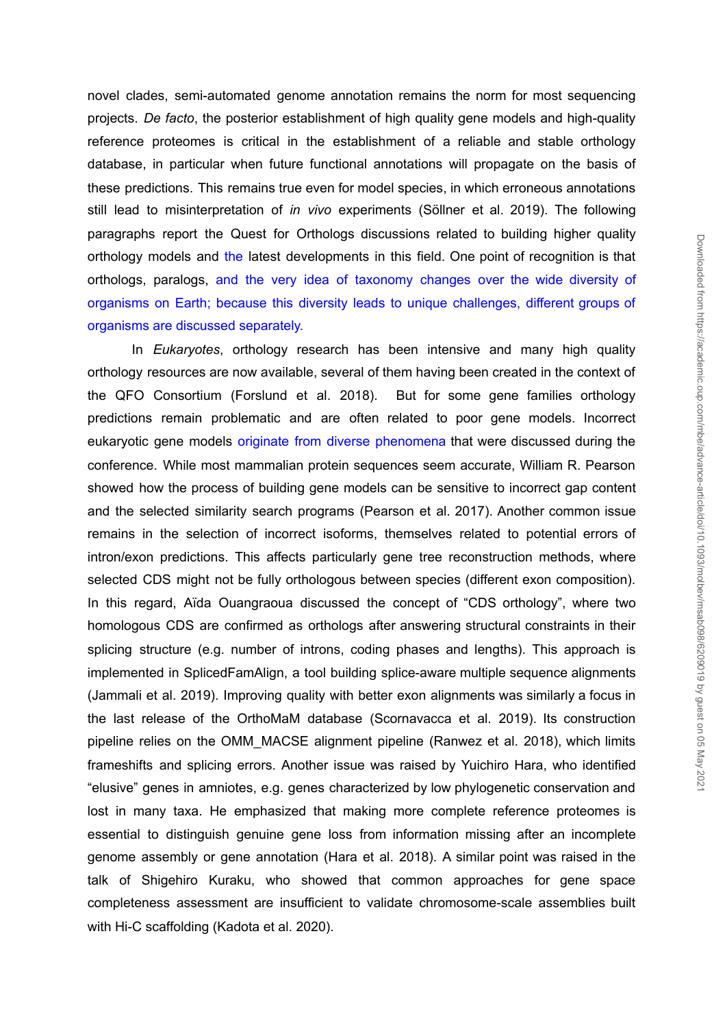novel clades, semi-automated genome annotation remains the norm for most sequencing projects. *De facto*, the posterior establishment of high quality gene models and high-quality reference proteomes is critical in the establishment of a reliable and stable orthology database, in particular when future functional annotations will propagate on the basis of these predictions. This remains true even for model species, in which erroneous annotations still lead to misinterpretation of *in vivo* experiments (Söllner et al. 2019). The following paragraphs report the Quest for Orthologs discussions related to building higher quality orthology models and the latest developments in this field. One point of recognition is that orthologs, paralogs, and the very idea of taxonomy changes over the wide diversity of organisms on Earth; because this diversity leads to unique challenges, different groups of organisms are discussed separately.

In *Eukaryotes*, orthology research has been intensive and many high quality orthology resources are now available, several of them having been created in the context of the QFO Consortium (Forslund et al. 2018). But for some gene families orthology predictions remain problematic and are often related to poor gene models. Incorrect eukaryotic gene models originate from diverse phenomena that were discussed during the conference. While most mammalian protein sequences seem accurate, William R. Pearson showed how the process of building gene models can be sensitive to incorrect gap content and the selected similarity search programs (Pearson et al. 2017). Another common issue remains in the selection of incorrect isoforms, themselves related to potential errors of intron/exon predictions. This affects particularly gene tree reconstruction methods, where selected CDS might not be fully orthologous between species (different exon composition). In this regard, Aïda Ouangraoua discussed the concept of “CDS orthology”, where two homologous CDS are confirmed as orthologs after answering structural constraints in their splicing structure (e.g. number of introns, coding phases and lengths). This approach is implemented in SplicedFamAlign, a tool building splice-aware multiple sequence alignments (Jammali et al. 2019). Improving quality with better exon alignments was similarly a focus in the last release of the OrthoMaM database (Scornavacca et al. 2019). Its construction pipeline relies on the OMM_MACSE alignment pipeline (Ranwez et al. 2018), which limits frameshifts and splicing errors. Another issue was raised by Yuichiro Hara, who identified “elusive” genes in amniotes, e.g. genes characterized by low phylogenetic conservation and lost in many taxa. He emphasized that making more complete reference proteomes is essential to distinguish genuine gene loss from information missing after an incomplete genome assembly or gene annotation (Hara et al. 2018). A similar point was raised in the talk of Shigehiro Kuraku, who showed that common approaches for gene space completeness assessment are insufficient to validate chromosome-scale assemblies built with Hi-C scaffolding (Kadota et al. 2020).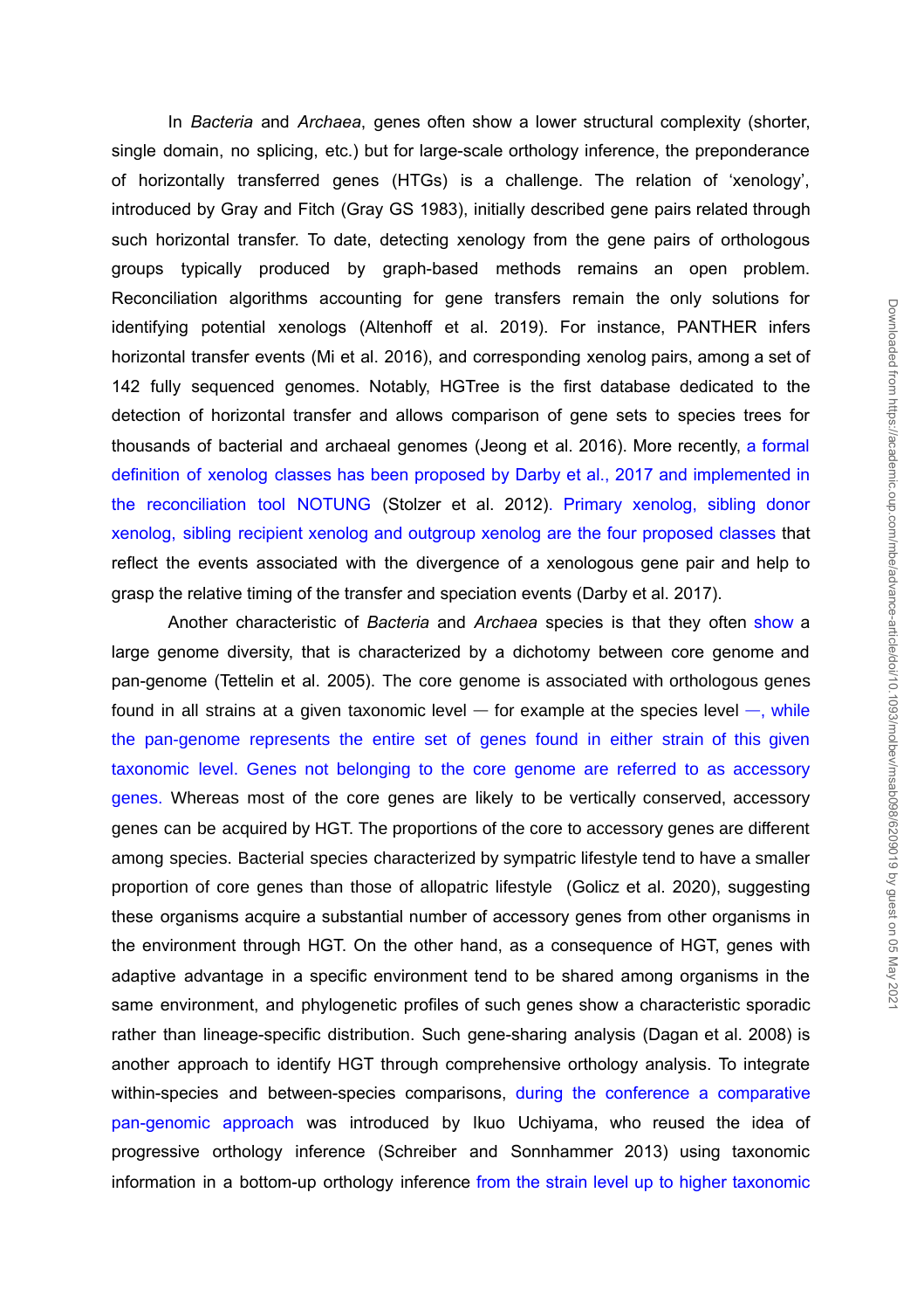In *Bacteria* and *Archaea*, genes often show a lower structural complexity (shorter, single domain, no splicing, etc.) but for large-scale orthology inference, the preponderance of horizontally transferred genes (HTGs) is a challenge. The relation of 'xenology', introduced by Gray and Fitch (Gray GS 1983), initially described gene pairs related through such horizontal transfer. To date, detecting xenology from the gene pairs of orthologous groups typically produced by graph-based methods remains an open problem. Reconciliation algorithms accounting for gene transfers remain the only solutions for identifying potential xenologs (Altenhoff et al. 2019). For instance, PANTHER infers horizontal transfer events (Mi et al. 2016), and corresponding xenolog pairs, among a set of 142 fully sequenced genomes. Notably, HGTree is the first database dedicated to the detection of horizontal transfer and allows comparison of gene sets to species trees for thousands of bacterial and archaeal genomes (Jeong et al. 2016). More recently, a formal definition of xenolog classes has been proposed by Darby et al., 2017 and implemented in the reconciliation tool NOTUNG (Stolzer et al. 2012). Primary xenolog, sibling donor xenolog, sibling recipient xenolog and outgroup xenolog are the four proposed classes that reflect the events associated with the divergence of a xenologous gene pair and help to grasp the relative timing of the transfer and speciation events (Darby et al. 2017).

Another characteristic of *Bacteria* and *Archaea* species is that they often show a large genome diversity, that is characterized by a dichotomy between core genome and pan-genome (Tettelin et al. 2005). The core genome is associated with orthologous genes found in all strains at a given taxonomic level — for example at the species level —, while the pan-genome represents the entire set of genes found in either strain of this given taxonomic level. Genes not belonging to the core genome are referred to as accessory genes. Whereas most of the core genes are likely to be vertically conserved, accessory genes can be acquired by HGT. The proportions of the core to accessory genes are different among species. Bacterial species characterized by sympatric lifestyle tend to have a smaller proportion of core genes than those of allopatric lifestyle (Golicz et al. 2020), suggesting these organisms acquire a substantial number of accessory genes from other organisms in the environment through HGT. On the other hand, as a consequence of HGT, genes with adaptive advantage in a specific environment tend to be shared among organisms in the same environment, and phylogenetic profiles of such genes show a characteristic sporadic rather than lineage-specific distribution. Such gene-sharing analysis (Dagan et al. 2008) is another approach to identify HGT through comprehensive orthology analysis. To integrate within-species and between-species comparisons, during the conference a comparative pan-genomic approach was introduced by Ikuo Uchiyama, who reused the idea of progressive orthology inference (Schreiber and Sonnhammer 2013) using taxonomic information in a bottom-up orthology inference from the strain level up to higher taxonomic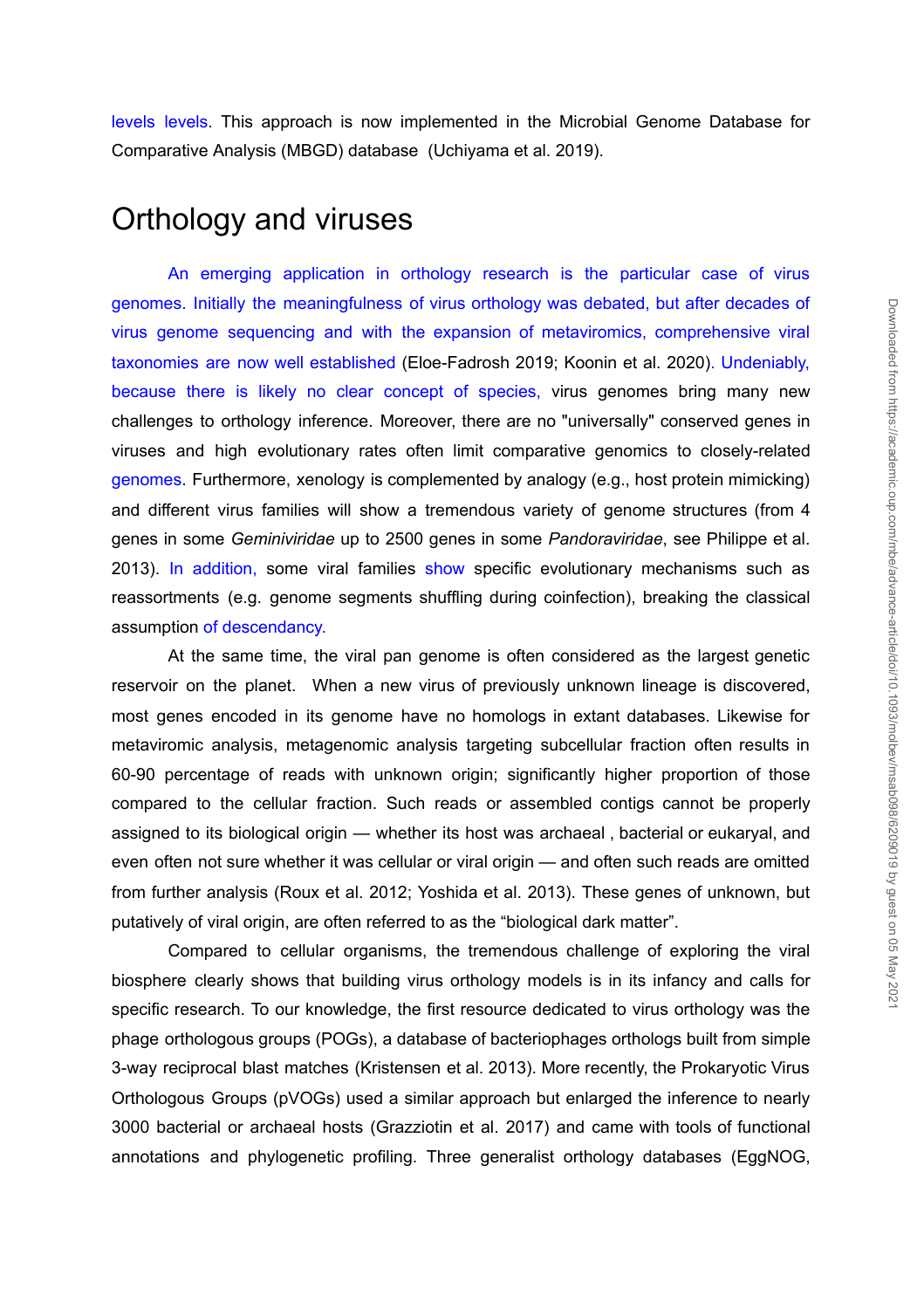levels levels. This approach is now implemented in the Microbial Genome Database for Comparative Analysis (MBGD) database  (Uchiyama et al. 2019).

# Orthology and viruses

An emerging application in orthology research is the particular case of virus genomes. Initially the meaningfulness of virus orthology was debated, but after decades of virus genome sequencing and with the expansion of metaviromics, comprehensive viral taxonomies are now well established (Eloe-Fadrosh 2019; Koonin et al. 2020). Undeniably, because there is likely no clear concept of species, virus genomes bring many new challenges to orthology inference. Moreover, there are no "universally" conserved genes in viruses and high evolutionary rates often limit comparative genomics to closely-related genomes. Furthermore, xenology is complemented by analogy (e.g., host protein mimicking) and different virus families will show a tremendous variety of genome structures (from 4 genes in some *Geminiviridae* up to 2500 genes in some *Pandoraviridae*, see Philippe et al. 2013). In addition, some viral families show specific evolutionary mechanisms such as reassortments (e.g. genome segments shuffling during coinfection), breaking the classical assumption of descendancy.

At the same time, the viral pan genome is often considered as the largest genetic reservoir on the planet.  When a new virus of previously unknown lineage is discovered, most genes encoded in its genome have no homologs in extant databases. Likewise for metaviromic analysis, metagenomic analysis targeting subcellular fraction often results in 60-90 percentage of reads with unknown origin; significantly higher proportion of those compared to the cellular fraction. Such reads or assembled contigs cannot be properly assigned to its biological origin — whether its host was archaeal , bacterial or eukaryal, and even often not sure whether it was cellular or viral origin — and often such reads are omitted from further analysis (Roux et al. 2012; Yoshida et al. 2013). These genes of unknown, but putatively of viral origin, are often referred to as the “biological dark matter”.

Compared to cellular organisms, the tremendous challenge of exploring the viral biosphere clearly shows that building virus orthology models is in its infancy and calls for specific research. To our knowledge, the first resource dedicated to virus orthology was the phage orthologous groups (POGs), a database of bacteriophages orthologs built from simple 3-way reciprocal blast matches (Kristensen et al. 2013). More recently, the Prokaryotic Virus Orthologous Groups (pVOGs) used a similar approach but enlarged the inference to nearly 3000 bacterial or archaeal hosts (Grazziotin et al. 2017) and came with tools of functional annotations and phylogenetic profiling. Three generalist orthology databases (EggNOG,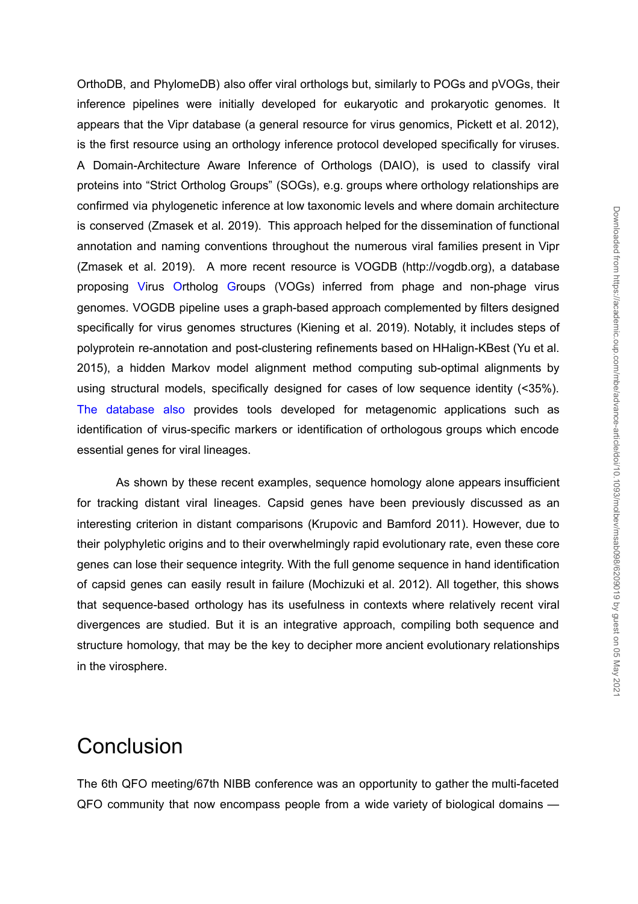OrthoDB, and PhylomeDB) also offer viral orthologs but, similarly to POGs and pVOGs, their inference pipelines were initially developed for eukaryotic and prokaryotic genomes. It appears that the Vipr database (a general resource for virus genomics, Pickett et al. 2012), is the first resource using an orthology inference protocol developed specifically for viruses. A Domain-Architecture Aware Inference of Orthologs (DAIO), is used to classify viral proteins into "Strict Ortholog Groups" (SOGs), e.g. groups where orthology relationships are confirmed via phylogenetic inference at low taxonomic levels and where domain architecture is conserved (Zmasek et al. 2019). This approach helped for the dissemination of functional annotation and naming conventions throughout the numerous viral families present in Vipr (Zmasek et al. 2019). A more recent resource is VOGDB (http://vogdb.org), a database proposing Virus Ortholog Groups (VOGs) inferred from phage and non-phage virus genomes. VOGDB pipeline uses a graph-based approach complemented by filters designed specifically for virus genomes structures (Kiening et al. 2019). Notably, it includes steps of polyprotein re-annotation and post-clustering refinements based on HHalign-KBest (Yu et al. 2015), a hidden Markov model alignment method computing sub-optimal alignments by using structural models, specifically designed for cases of low sequence identity (<35%). The database also provides tools developed for metagenomic applications such as identification of virus-specific markers or identification of orthologous groups which encode essential genes for viral lineages.

As shown by these recent examples, sequence homology alone appears insufficient for tracking distant viral lineages. Capsid genes have been previously discussed as an interesting criterion in distant comparisons (Krupovic and Bamford 2011). However, due to their polyphyletic origins and to their overwhelmingly rapid evolutionary rate, even these core genes can lose their sequence integrity. With the full genome sequence in hand identification of capsid genes can easily result in failure (Mochizuki et al. 2012). All together, this shows that sequence-based orthology has its usefulness in contexts where relatively recent viral divergences are studied. But it is an integrative approach, compiling both sequence and structure homology, that may be the key to decipher more ancient evolutionary relationships in the virosphere.

# Conclusion

The 6th QFO meeting/67th NIBB conference was an opportunity to gather the multi-faceted QFO community that now encompass people from a wide variety of biological domains —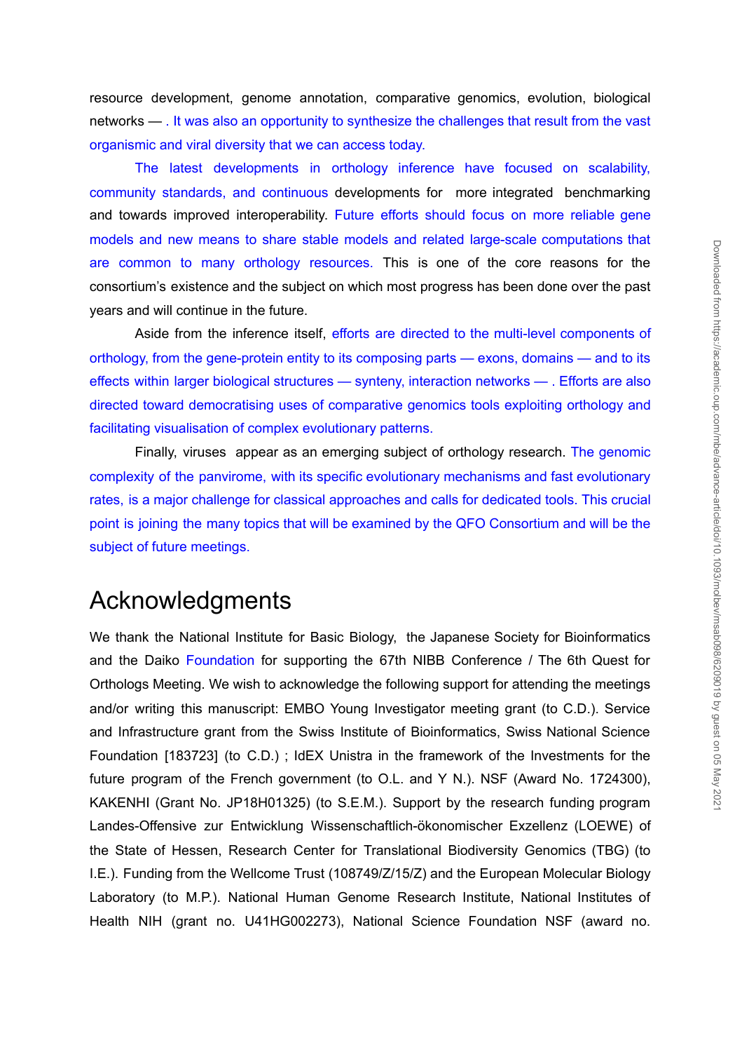resource development, genome annotation, comparative genomics, evolution, biological networks — . It was also an opportunity to synthesize the challenges that result from the vast organismic and viral diversity that we can access today.

The latest developments in orthology inference have focused on scalability, community standards, and continuous developments for more integrated benchmarking and towards improved interoperability. Future efforts should focus on more reliable gene models and new means to share stable models and related large-scale computations that are common to many orthology resources. This is one of the core reasons for the consortium's existence and the subject on which most progress has been done over the past years and will continue in the future.

Aside from the inference itself, efforts are directed to the multi-level components of orthology, from the gene-protein entity to its composing parts — exons, domains — and to its effects within larger biological structures — synteny, interaction networks — . Efforts are also directed toward democratising uses of comparative genomics tools exploiting orthology and facilitating visualisation of complex evolutionary patterns.

Finally, viruses appear as an emerging subject of orthology research. The genomic complexity of the panvirome, with its specific evolutionary mechanisms and fast evolutionary rates, is a major challenge for classical approaches and calls for dedicated tools. This crucial point is joining the many topics that will be examined by the QFO Consortium and will be the subject of future meetings.

# Acknowledgments

We thank the National Institute for Basic Biology, the Japanese Society for Bioinformatics and the Daiko Foundation for supporting the 67th NIBB Conference / The 6th Quest for Orthologs Meeting. We wish to acknowledge the following support for attending the meetings and/or writing this manuscript: EMBO Young Investigator meeting grant (to C.D.). Service and Infrastructure grant from the Swiss Institute of Bioinformatics, Swiss National Science Foundation [183723] (to C.D.) ; IdEX Unistra in the framework of the Investments for the future program of the French government (to O.L. and Y N.). NSF (Award No. 1724300), KAKENHI (Grant No. JP18H01325) (to S.E.M.). Support by the research funding program Landes-Offensive zur Entwicklung Wissenschaftlich-ökonomischer Exzellenz (LOEWE) of the State of Hessen, Research Center for Translational Biodiversity Genomics (TBG) (to I.E.). Funding from the Wellcome Trust (108749/Z/15/Z) and the European Molecular Biology Laboratory (to M.P.). National Human Genome Research Institute, National Institutes of Health NIH (grant no. U41HG002273), National Science Foundation NSF (award no.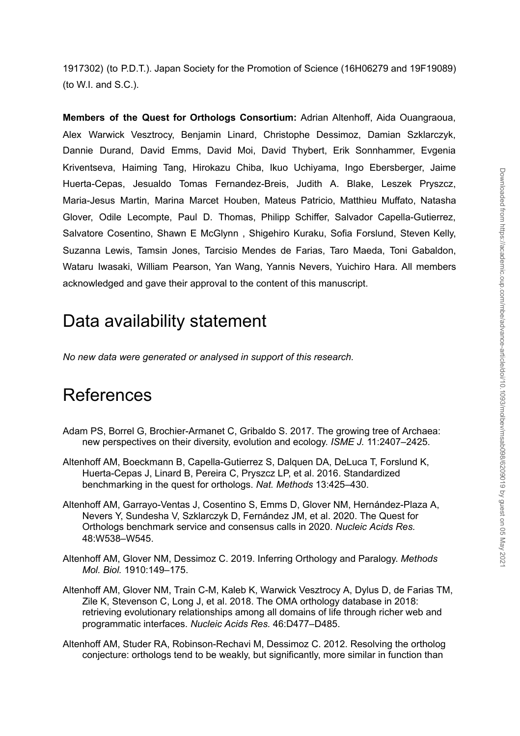1917302) (to P.D.T.). Japan Society for the Promotion of Science (16H06279 and 19F19089) (to W.I. and S.C.).

**Members of the Quest for Orthologs Consortium:** Adrian Altenhoff, Aida Ouangraoua, Alex Warwick Vesztrocy, Benjamin Linard, Christophe Dessimoz, Damian Szklarczyk, Dannie Durand, David Emms, David Moi, David Thybert, Erik Sonnhammer, Evgenia Kriventseva, Haiming Tang, Hirokazu Chiba, Ikuo Uchiyama, Ingo Ebersberger, Jaime Huerta-Cepas, Jesualdo Tomas Fernandez-Breis, Judith A. Blake, Leszek Pryszcz, Maria-Jesus Martin, Marina Marcet Houben, Mateus Patricio, Matthieu Muffato, Natasha Glover, Odile Lecompte, Paul D. Thomas, Philipp Schiffer, Salvador Capella-Gutierrez, Salvatore Cosentino, Shawn E McGlynn , Shigehiro Kuraku, Sofia Forslund, Steven Kelly, Suzanna Lewis, Tamsin Jones, Tarcisio Mendes de Farias, Taro Maeda, Toni Gabaldon, Wataru Iwasaki, William Pearson, Yan Wang, Yannis Nevers, Yuichiro Hara. All members acknowledged and gave their approval to the content of this manuscript.

# Data availability statement

*No new data were generated or analysed in support of this research.*

# References

Adam PS, Borrel G, Brochier-Armanet C, Gribaldo S. 2017. The growing tree of Archaea: new perspectives on their diversity, evolution and ecology. *ISME J.* 11:2407–2425.

Altenhoff AM, Boeckmann B, Capella-Gutierrez S, Dalquen DA, DeLuca T, Forslund K, Huerta-Cepas J, Linard B, Pereira C, Pryszcz LP, et al. 2016. Standardized benchmarking in the quest for orthologs. *Nat. Methods* 13:425–430.

Altenhoff AM, Garrayo-Ventas J, Cosentino S, Emms D, Glover NM, Hernández-Plaza A, Nevers Y, Sundesha V, Szklarczyk D, Fernández JM, et al. 2020. The Quest for Orthologs benchmark service and consensus calls in 2020. *Nucleic Acids Res.* 48:W538–W545.

Altenhoff AM, Glover NM, Dessimoz C. 2019. Inferring Orthology and Paralogy. *Methods Mol. Biol.* 1910:149–175.

Altenhoff AM, Glover NM, Train C-M, Kaleb K, Warwick Vesztrocy A, Dylus D, de Farias TM, Zile K, Stevenson C, Long J, et al. 2018. The OMA orthology database in 2018: retrieving evolutionary relationships among all domains of life through richer web and programmatic interfaces. *Nucleic Acids Res.* 46:D477–D485.

Altenhoff AM, Studer RA, Robinson-Rechavi M, Dessimoz C. 2012. Resolving the ortholog conjecture: orthologs tend to be weakly, but significantly, more similar in function than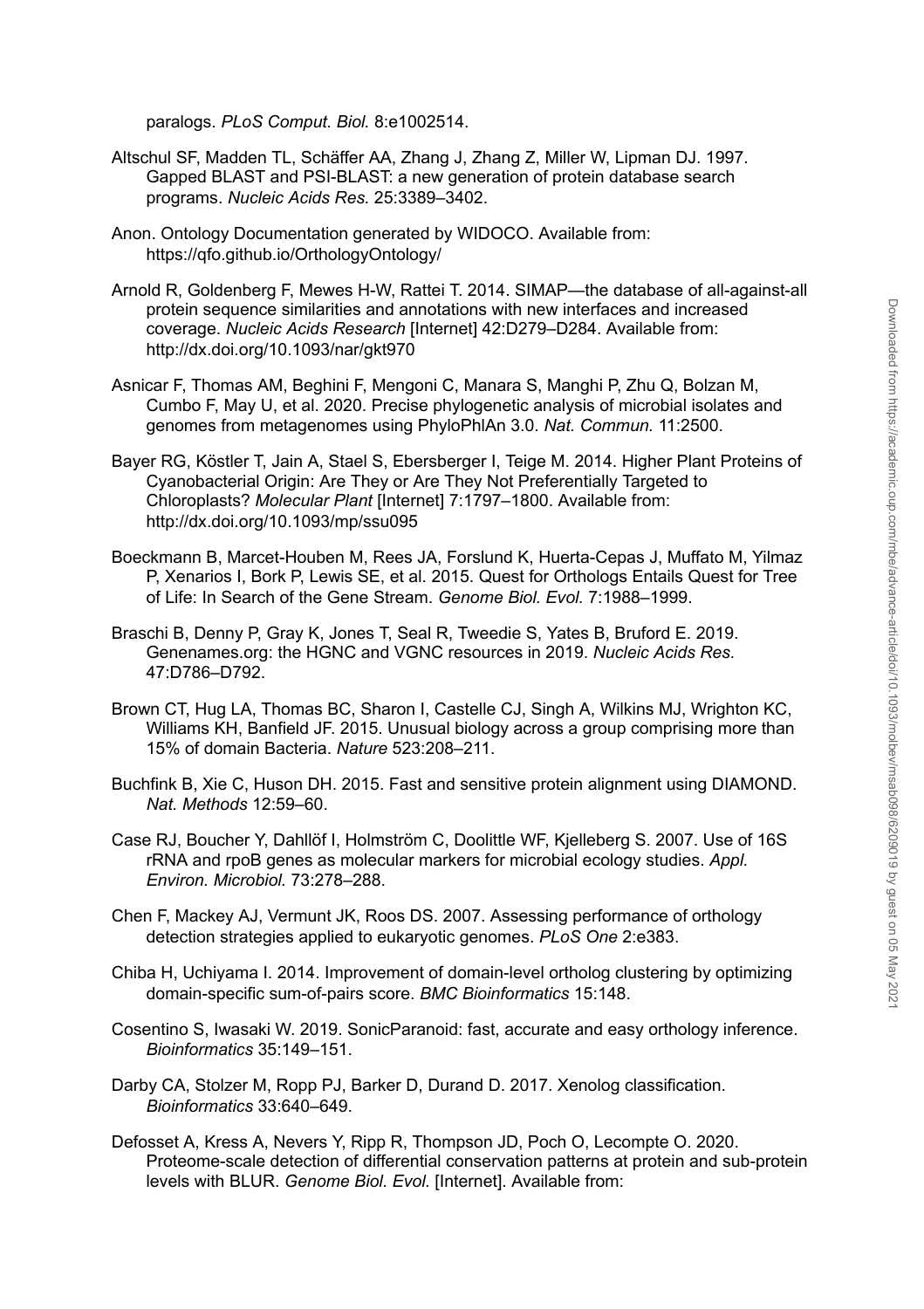paralogs. *PLoS Comput. Biol.* 8:e1002514.

Altschul SF, Madden TL, Schäffer AA, Zhang J, Zhang Z, Miller W, Lipman DJ. 1997. Gapped BLAST and PSI-BLAST: a new generation of protein database search programs. *Nucleic Acids Res.* 25:3389–3402.

Anon. Ontology Documentation generated by WIDOCO. Available from: https://qfo.github.io/OrthologyOntology/

Arnold R, Goldenberg F, Mewes H-W, Rattei T. 2014. SIMAP—the database of all-against-all protein sequence similarities and annotations with new interfaces and increased coverage. *Nucleic Acids Research* [Internet] 42:D279–D284. Available from: http://dx.doi.org/10.1093/nar/gkt970

Asnicar F, Thomas AM, Beghini F, Mengoni C, Manara S, Manghi P, Zhu Q, Bolzan M, Cumbo F, May U, et al. 2020. Precise phylogenetic analysis of microbial isolates and genomes from metagenomes using PhyloPhlAn 3.0. *Nat. Commun.* 11:2500.

Bayer RG, Köstler T, Jain A, Stael S, Ebersberger I, Teige M. 2014. Higher Plant Proteins of Cyanobacterial Origin: Are They or Are They Not Preferentially Targeted to Chloroplasts? *Molecular Plant* [Internet] 7:1797–1800. Available from: http://dx.doi.org/10.1093/mp/ssu095

Boeckmann B, Marcet-Houben M, Rees JA, Forslund K, Huerta-Cepas J, Muffato M, Yilmaz P, Xenarios I, Bork P, Lewis SE, et al. 2015. Quest for Orthologs Entails Quest for Tree of Life: In Search of the Gene Stream. *Genome Biol. Evol.* 7:1988–1999.

Braschi B, Denny P, Gray K, Jones T, Seal R, Tweedie S, Yates B, Bruford E. 2019. Genenames.org: the HGNC and VGNC resources in 2019. *Nucleic Acids Res.* 47:D786–D792.

Brown CT, Hug LA, Thomas BC, Sharon I, Castelle CJ, Singh A, Wilkins MJ, Wrighton KC, Williams KH, Banfield JF. 2015. Unusual biology across a group comprising more than 15% of domain Bacteria. *Nature* 523:208–211.

Buchfink B, Xie C, Huson DH. 2015. Fast and sensitive protein alignment using DIAMOND. *Nat. Methods* 12:59–60.

Case RJ, Boucher Y, Dahllöf I, Holmström C, Doolittle WF, Kjelleberg S. 2007. Use of 16S rRNA and rpoB genes as molecular markers for microbial ecology studies. *Appl. Environ. Microbiol.* 73:278–288.

Chen F, Mackey AJ, Vermunt JK, Roos DS. 2007. Assessing performance of orthology detection strategies applied to eukaryotic genomes. *PLoS One* 2:e383.

Chiba H, Uchiyama I. 2014. Improvement of domain-level ortholog clustering by optimizing domain-specific sum-of-pairs score. *BMC Bioinformatics* 15:148.

Cosentino S, Iwasaki W. 2019. SonicParanoid: fast, accurate and easy orthology inference. *Bioinformatics* 35:149–151.

Darby CA, Stolzer M, Ropp PJ, Barker D, Durand D. 2017. Xenolog classification. *Bioinformatics* 33:640–649.

Defosset A, Kress A, Nevers Y, Ripp R, Thompson JD, Poch O, Lecompte O. 2020. Proteome-scale detection of differential conservation patterns at protein and sub-protein levels with BLUR. *Genome Biol. Evol.* [Internet]. Available from: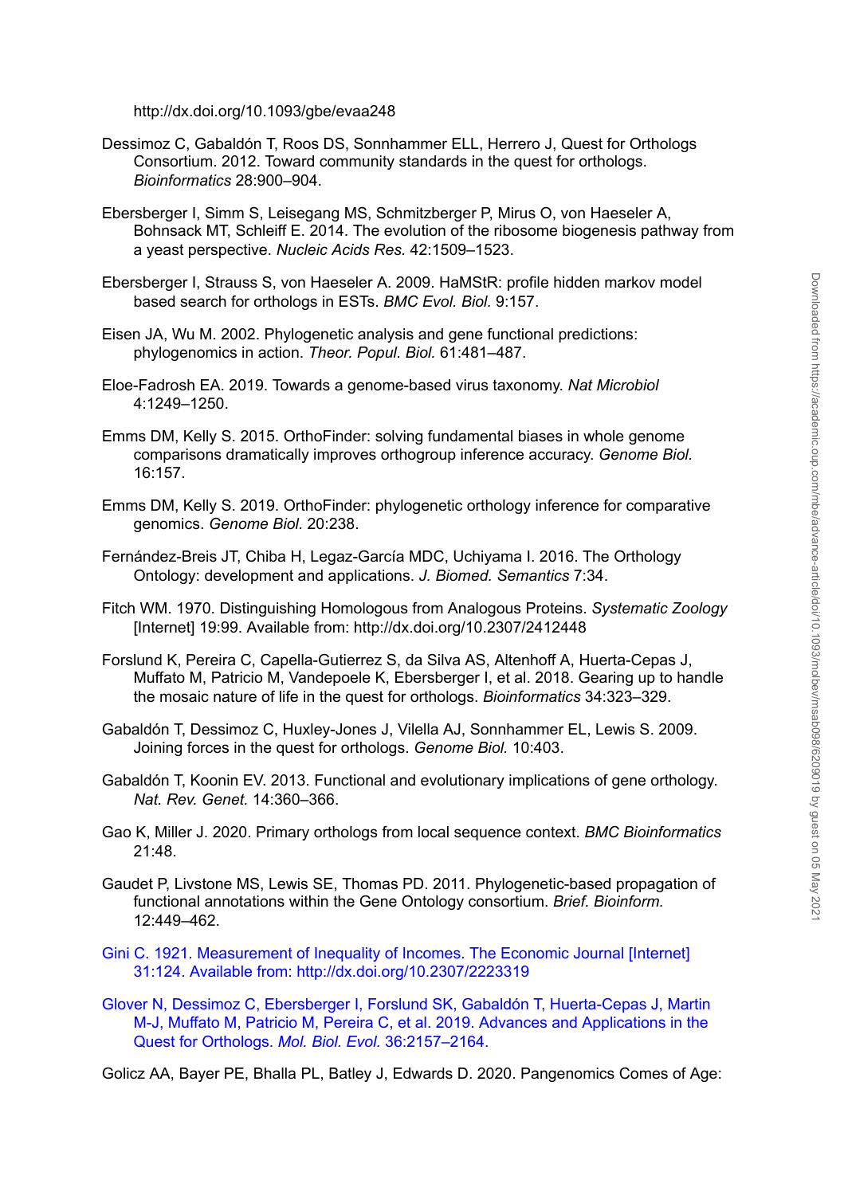http://dx.doi.org/10.1093/gbe/evaa248

Dessimoz C, Gabaldón T, Roos DS, Sonnhammer ELL, Herrero J, Quest for Orthologs Consortium. 2012. Toward community standards in the quest for orthologs. *Bioinformatics* 28:900–904.

Ebersberger I, Simm S, Leisegang MS, Schmitzberger P, Mirus O, von Haeseler A, Bohnsack MT, Schleiff E. 2014. The evolution of the ribosome biogenesis pathway from a yeast perspective. *Nucleic Acids Res.* 42:1509–1523.

Ebersberger I, Strauss S, von Haeseler A. 2009. HaMStR: profile hidden markov model based search for orthologs in ESTs. *BMC Evol. Biol.* 9:157.

Eisen JA, Wu M. 2002. Phylogenetic analysis and gene functional predictions: phylogenomics in action. *Theor. Popul. Biol.* 61:481–487.

Eloe-Fadrosh EA. 2019. Towards a genome-based virus taxonomy. *Nat Microbiol* 4:1249–1250.

Emms DM, Kelly S. 2015. OrthoFinder: solving fundamental biases in whole genome comparisons dramatically improves orthogroup inference accuracy. *Genome Biol.* 16:157.

Emms DM, Kelly S. 2019. OrthoFinder: phylogenetic orthology inference for comparative genomics. *Genome Biol.* 20:238.

Fernández-Breis JT, Chiba H, Legaz-García MDC, Uchiyama I. 2016. The Orthology Ontology: development and applications. *J. Biomed. Semantics* 7:34.

Fitch WM. 1970. Distinguishing Homologous from Analogous Proteins. *Systematic Zoology* [Internet] 19:99. Available from: http://dx.doi.org/10.2307/2412448

Forslund K, Pereira C, Capella-Gutierrez S, da Silva AS, Altenhoff A, Huerta-Cepas J, Muffato M, Patricio M, Vandepoele K, Ebersberger I, et al. 2018. Gearing up to handle the mosaic nature of life in the quest for orthologs. *Bioinformatics* 34:323–329.

Gabaldón T, Dessimoz C, Huxley-Jones J, Vilella AJ, Sonnhammer EL, Lewis S. 2009. Joining forces in the quest for orthologs. *Genome Biol.* 10:403.

Gabaldón T, Koonin EV. 2013. Functional and evolutionary implications of gene orthology. *Nat. Rev. Genet.* 14:360–366.

Gao K, Miller J. 2020. Primary orthologs from local sequence context. *BMC Bioinformatics* 21:48.

Gaudet P, Livstone MS, Lewis SE, Thomas PD. 2011. Phylogenetic-based propagation of functional annotations within the Gene Ontology consortium. *Brief. Bioinform.* 12:449–462.

Gini C. 1921. Measurement of Inequality of Incomes. The Economic Journal [Internet] 31:124. Available from: http://dx.doi.org/10.2307/2223319

Glover N, Dessimoz C, Ebersberger I, Forslund SK, Gabaldón T, Huerta-Cepas J, Martin M-J, Muffato M, Patricio M, Pereira C, et al. 2019. Advances and Applications in the Quest for Orthologs. *Mol. Biol. Evol.* 36:2157–2164.

Golicz AA, Bayer PE, Bhalla PL, Batley J, Edwards D. 2020. Pangenomics Comes of Age: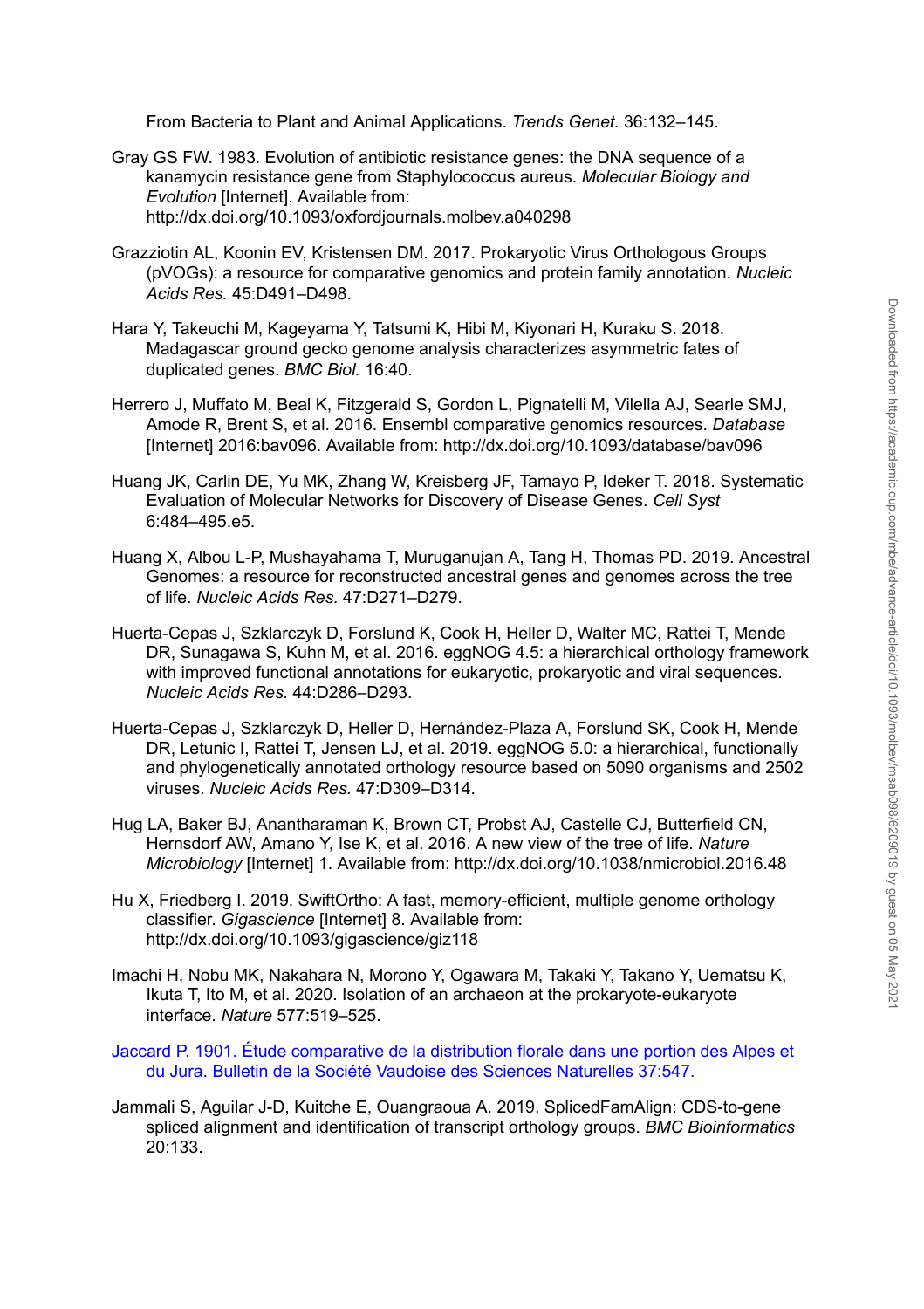From Bacteria to Plant and Animal Applications. *Trends Genet.* 36:132–145.

Gray GS FW. 1983. Evolution of antibiotic resistance genes: the DNA sequence of a kanamycin resistance gene from Staphylococcus aureus. *Molecular Biology and Evolution* [Internet]. Available from: http://dx.doi.org/10.1093/oxfordjournals.molbev.a040298

Grazziotin AL, Koonin EV, Kristensen DM. 2017. Prokaryotic Virus Orthologous Groups (pVOGs): a resource for comparative genomics and protein family annotation. *Nucleic Acids Res.* 45:D491–D498.

Hara Y, Takeuchi M, Kageyama Y, Tatsumi K, Hibi M, Kiyonari H, Kuraku S. 2018. Madagascar ground gecko genome analysis characterizes asymmetric fates of duplicated genes. *BMC Biol.* 16:40.

Herrero J, Muffato M, Beal K, Fitzgerald S, Gordon L, Pignatelli M, Vilella AJ, Searle SMJ, Amode R, Brent S, et al. 2016. Ensembl comparative genomics resources. *Database* [Internet] 2016:bav096. Available from: http://dx.doi.org/10.1093/database/bav096

Huang JK, Carlin DE, Yu MK, Zhang W, Kreisberg JF, Tamayo P, Ideker T. 2018. Systematic Evaluation of Molecular Networks for Discovery of Disease Genes. *Cell Syst* 6:484–495.e5.

Huang X, Albou L-P, Mushayahama T, Muruganujan A, Tang H, Thomas PD. 2019. Ancestral Genomes: a resource for reconstructed ancestral genes and genomes across the tree of life. *Nucleic Acids Res.* 47:D271–D279.

Huerta-Cepas J, Szklarczyk D, Forslund K, Cook H, Heller D, Walter MC, Rattei T, Mende DR, Sunagawa S, Kuhn M, et al. 2016. eggNOG 4.5: a hierarchical orthology framework with improved functional annotations for eukaryotic, prokaryotic and viral sequences. *Nucleic Acids Res.* 44:D286–D293.

Huerta-Cepas J, Szklarczyk D, Heller D, Hernández-Plaza A, Forslund SK, Cook H, Mende DR, Letunic I, Rattei T, Jensen LJ, et al. 2019. eggNOG 5.0: a hierarchical, functionally and phylogenetically annotated orthology resource based on 5090 organisms and 2502 viruses. *Nucleic Acids Res.* 47:D309–D314.

Hug LA, Baker BJ, Anantharaman K, Brown CT, Probst AJ, Castelle CJ, Butterfield CN, Hernsdorf AW, Amano Y, Ise K, et al. 2016. A new view of the tree of life. *Nature Microbiology* [Internet] 1. Available from: http://dx.doi.org/10.1038/nmicrobiol.2016.48

Hu X, Friedberg I. 2019. SwiftOrtho: A fast, memory-efficient, multiple genome orthology classifier. *Gigascience* [Internet] 8. Available from: http://dx.doi.org/10.1093/gigascience/giz118

Imachi H, Nobu MK, Nakahara N, Morono Y, Ogawara M, Takaki Y, Takano Y, Uematsu K, Ikuta T, Ito M, et al. 2020. Isolation of an archaeon at the prokaryote-eukaryote interface. *Nature* 577:519–525.

Jaccard P. 1901. Étude comparative de la distribution florale dans une portion des Alpes et du Jura. Bulletin de la Société Vaudoise des Sciences Naturelles 37:547.

Jammali S, Aguilar J-D, Kuitche E, Ouangraoua A. 2019. SplicedFamAlign: CDS-to-gene spliced alignment and identification of transcript orthology groups. *BMC Bioinformatics* 20:133.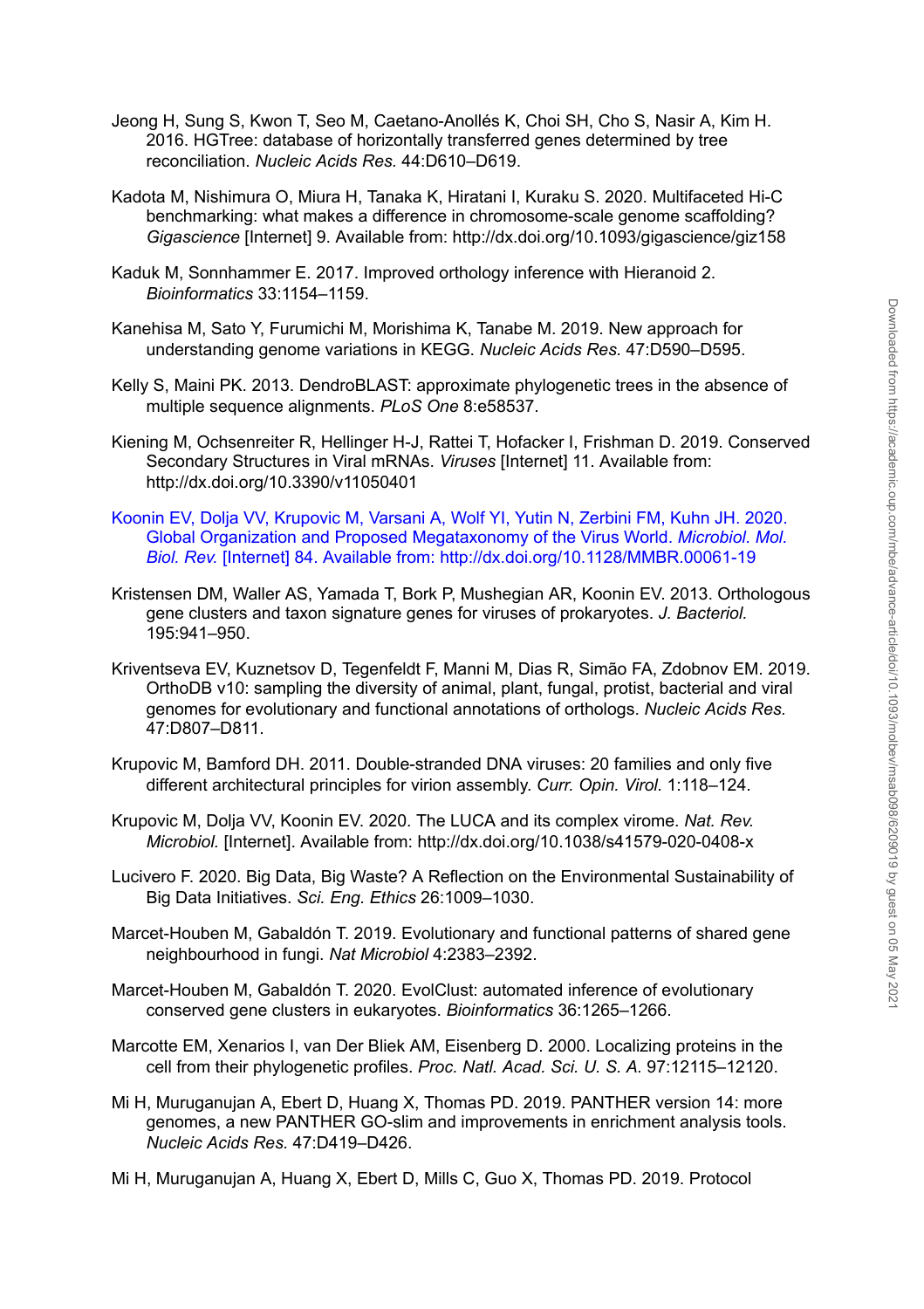Jeong H, Sung S, Kwon T, Seo M, Caetano-Anollés K, Choi SH, Cho S, Nasir A, Kim H. 2016. HGTree: database of horizontally transferred genes determined by tree reconciliation. *Nucleic Acids Res.* 44:D610–D619.

Kadota M, Nishimura O, Miura H, Tanaka K, Hiratani I, Kuraku S. 2020. Multifaceted Hi-C benchmarking: what makes a difference in chromosome-scale genome scaffolding? *Gigascience* [Internet] 9. Available from: http://dx.doi.org/10.1093/gigascience/giz158

Kaduk M, Sonnhammer E. 2017. Improved orthology inference with Hieranoid 2. *Bioinformatics* 33:1154–1159.

Kanehisa M, Sato Y, Furumichi M, Morishima K, Tanabe M. 2019. New approach for understanding genome variations in KEGG. *Nucleic Acids Res.* 47:D590–D595.

Kelly S, Maini PK. 2013. DendroBLAST: approximate phylogenetic trees in the absence of multiple sequence alignments. *PLoS One* 8:e58537.

Kiening M, Ochsenreiter R, Hellinger H-J, Rattei T, Hofacker I, Frishman D. 2019. Conserved Secondary Structures in Viral mRNAs. *Viruses* [Internet] 11. Available from: http://dx.doi.org/10.3390/v11050401

Koonin EV, Dolja VV, Krupovic M, Varsani A, Wolf YI, Yutin N, Zerbini FM, Kuhn JH. 2020. Global Organization and Proposed Megataxonomy of the Virus World. *Microbiol. Mol. Biol. Rev.* [Internet] 84. Available from: http://dx.doi.org/10.1128/MMBR.00061-19

Kristensen DM, Waller AS, Yamada T, Bork P, Mushegian AR, Koonin EV. 2013. Orthologous gene clusters and taxon signature genes for viruses of prokaryotes. *J. Bacteriol.* 195:941–950.

Kriventseva EV, Kuznetsov D, Tegenfeldt F, Manni M, Dias R, Simão FA, Zdobnov EM. 2019. OrthoDB v10: sampling the diversity of animal, plant, fungal, protist, bacterial and viral genomes for evolutionary and functional annotations of orthologs. *Nucleic Acids Res.* 47:D807–D811.

Krupovic M, Bamford DH. 2011. Double-stranded DNA viruses: 20 families and only five different architectural principles for virion assembly. *Curr. Opin. Virol.* 1:118–124.

Krupovic M, Dolja VV, Koonin EV. 2020. The LUCA and its complex virome. *Nat. Rev. Microbiol.* [Internet]. Available from: http://dx.doi.org/10.1038/s41579-020-0408-x

Lucivero F. 2020. Big Data, Big Waste? A Reflection on the Environmental Sustainability of Big Data Initiatives. *Sci. Eng. Ethics* 26:1009–1030.

Marcet-Houben M, Gabaldón T. 2019. Evolutionary and functional patterns of shared gene neighbourhood in fungi. *Nat Microbiol* 4:2383–2392.

Marcet-Houben M, Gabaldón T. 2020. EvolClust: automated inference of evolutionary conserved gene clusters in eukaryotes. *Bioinformatics* 36:1265–1266.

Marcotte EM, Xenarios I, van Der Bliek AM, Eisenberg D. 2000. Localizing proteins in the cell from their phylogenetic profiles. *Proc. Natl. Acad. Sci. U. S. A.* 97:12115–12120.

Mi H, Muruganujan A, Ebert D, Huang X, Thomas PD. 2019. PANTHER version 14: more genomes, a new PANTHER GO-slim and improvements in enrichment analysis tools. *Nucleic Acids Res.* 47:D419–D426.

Mi H, Muruganujan A, Huang X, Ebert D, Mills C, Guo X, Thomas PD. 2019. Protocol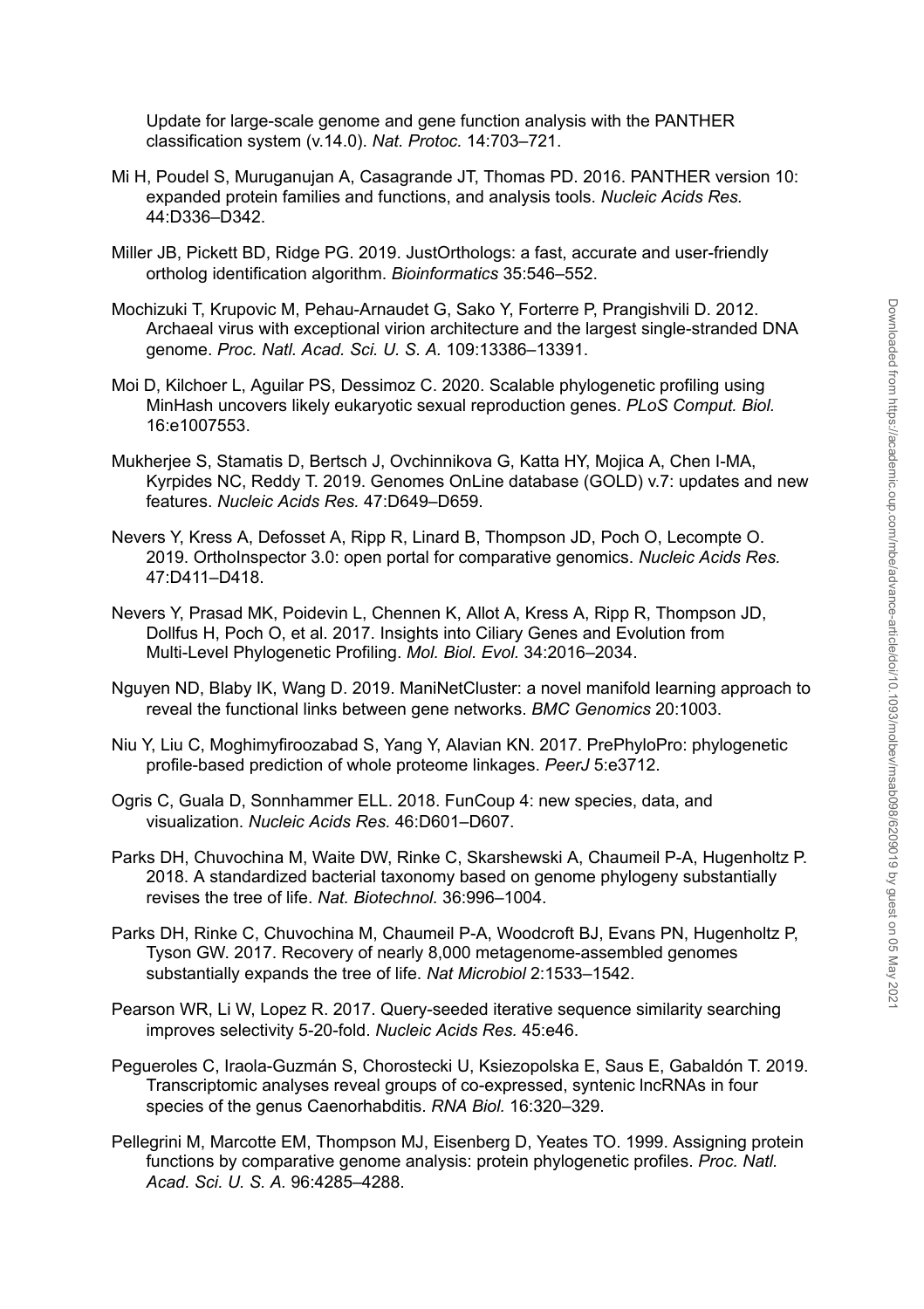Update for large-scale genome and gene function analysis with the PANTHER classification system (v.14.0). *Nat. Protoc.* 14:703–721.

Mi H, Poudel S, Muruganujan A, Casagrande JT, Thomas PD. 2016. PANTHER version 10: expanded protein families and functions, and analysis tools. *Nucleic Acids Res.* 44:D336–D342.

Miller JB, Pickett BD, Ridge PG. 2019. JustOrthologs: a fast, accurate and user-friendly ortholog identification algorithm. *Bioinformatics* 35:546–552.

Mochizuki T, Krupovic M, Pehau-Arnaudet G, Sako Y, Forterre P, Prangishvili D. 2012. Archaeal virus with exceptional virion architecture and the largest single-stranded DNA genome. *Proc. Natl. Acad. Sci. U. S. A.* 109:13386–13391.

Moi D, Kilchoer L, Aguilar PS, Dessimoz C. 2020. Scalable phylogenetic profiling using MinHash uncovers likely eukaryotic sexual reproduction genes. *PLoS Comput. Biol.* 16:e1007553.

Mukherjee S, Stamatis D, Bertsch J, Ovchinnikova G, Katta HY, Mojica A, Chen I-MA, Kyrpides NC, Reddy T. 2019. Genomes OnLine database (GOLD) v.7: updates and new features. *Nucleic Acids Res.* 47:D649–D659.

Nevers Y, Kress A, Defosset A, Ripp R, Linard B, Thompson JD, Poch O, Lecompte O. 2019. OrthoInspector 3.0: open portal for comparative genomics. *Nucleic Acids Res.* 47:D411–D418.

Nevers Y, Prasad MK, Poidevin L, Chennen K, Allot A, Kress A, Ripp R, Thompson JD, Dollfus H, Poch O, et al. 2017. Insights into Ciliary Genes and Evolution from Multi-Level Phylogenetic Profiling. *Mol. Biol. Evol.* 34:2016–2034.

Nguyen ND, Blaby IK, Wang D. 2019. ManiNetCluster: a novel manifold learning approach to reveal the functional links between gene networks. *BMC Genomics* 20:1003.

Niu Y, Liu C, Moghimyfiroozabad S, Yang Y, Alavian KN. 2017. PrePhyloPro: phylogenetic profile-based prediction of whole proteome linkages. *PeerJ* 5:e3712.

Ogris C, Guala D, Sonnhammer ELL. 2018. FunCoup 4: new species, data, and visualization. *Nucleic Acids Res.* 46:D601–D607.

Parks DH, Chuvochina M, Waite DW, Rinke C, Skarshewski A, Chaumeil P-A, Hugenholtz P. 2018. A standardized bacterial taxonomy based on genome phylogeny substantially revises the tree of life. *Nat. Biotechnol.* 36:996–1004.

Parks DH, Rinke C, Chuvochina M, Chaumeil P-A, Woodcroft BJ, Evans PN, Hugenholtz P, Tyson GW. 2017. Recovery of nearly 8,000 metagenome-assembled genomes substantially expands the tree of life. *Nat Microbiol* 2:1533–1542.

Pearson WR, Li W, Lopez R. 2017. Query-seeded iterative sequence similarity searching improves selectivity 5-20-fold. *Nucleic Acids Res.* 45:e46.

Pegueroles C, Iraola-Guzmán S, Chorostecki U, Ksiezopolska E, Saus E, Gabaldón T. 2019. Transcriptomic analyses reveal groups of co-expressed, syntenic lncRNAs in four species of the genus Caenorhabditis. *RNA Biol.* 16:320–329.

Pellegrini M, Marcotte EM, Thompson MJ, Eisenberg D, Yeates TO. 1999. Assigning protein functions by comparative genome analysis: protein phylogenetic profiles. *Proc. Natl. Acad. Sci. U. S. A.* 96:4285–4288.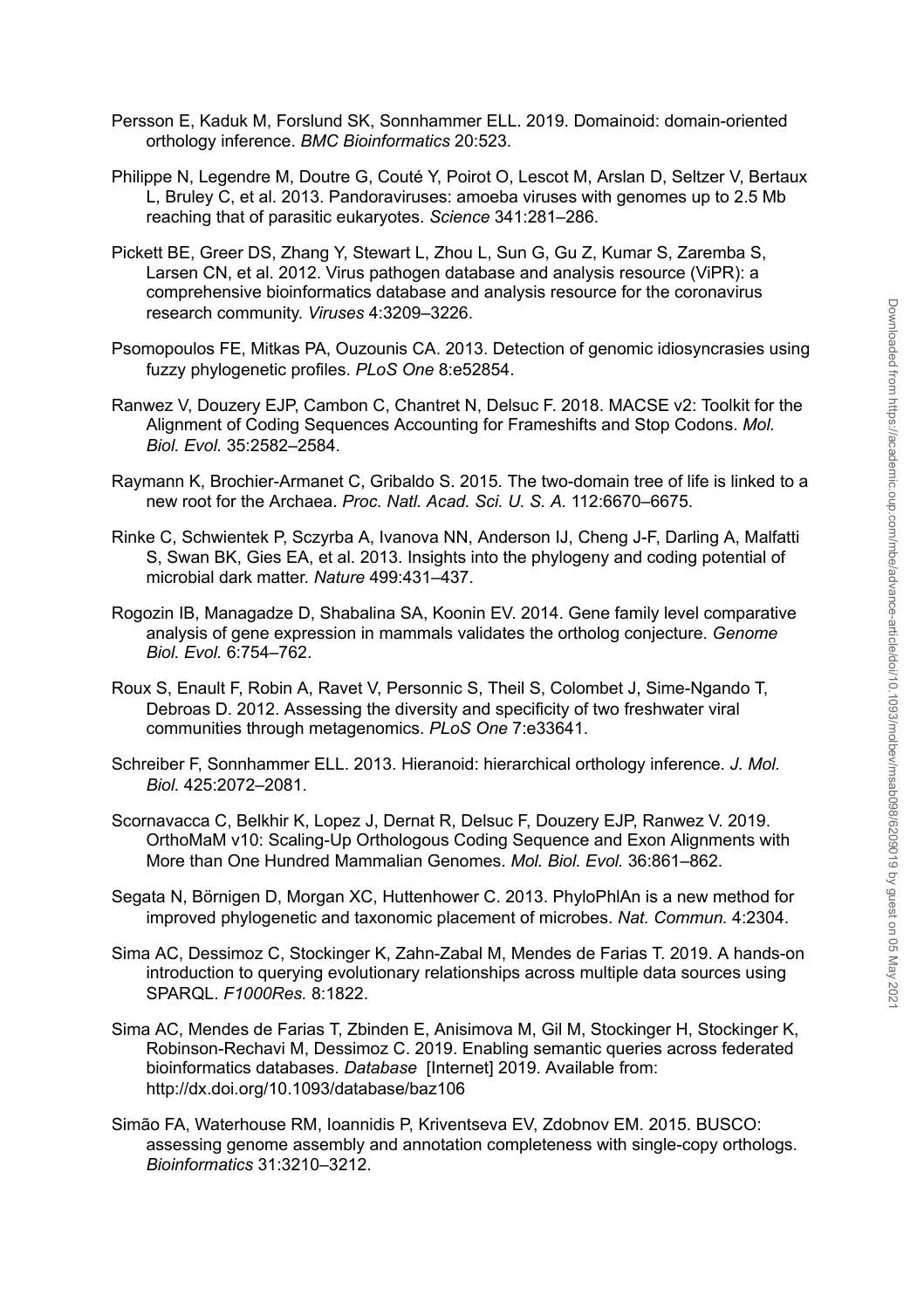Persson E, Kaduk M, Forslund SK, Sonnhammer ELL. 2019. Domainoid: domain-oriented orthology inference. *BMC Bioinformatics* 20:523.

Philippe N, Legendre M, Doutre G, Couté Y, Poirot O, Lescot M, Arslan D, Seltzer V, Bertaux L, Bruley C, et al. 2013. Pandoraviruses: amoeba viruses with genomes up to 2.5 Mb reaching that of parasitic eukaryotes. *Science* 341:281–286.

Pickett BE, Greer DS, Zhang Y, Stewart L, Zhou L, Sun G, Gu Z, Kumar S, Zaremba S, Larsen CN, et al. 2012. Virus pathogen database and analysis resource (ViPR): a comprehensive bioinformatics database and analysis resource for the coronavirus research community. *Viruses* 4:3209–3226.

Psomopoulos FE, Mitkas PA, Ouzounis CA. 2013. Detection of genomic idiosyncrasies using fuzzy phylogenetic profiles. *PLoS One* 8:e52854.

Ranwez V, Douzery EJP, Cambon C, Chantret N, Delsuc F. 2018. MACSE v2: Toolkit for the Alignment of Coding Sequences Accounting for Frameshifts and Stop Codons. *Mol. Biol. Evol.* 35:2582–2584.

Raymann K, Brochier-Armanet C, Gribaldo S. 2015. The two-domain tree of life is linked to a new root for the Archaea. *Proc. Natl. Acad. Sci. U. S. A.* 112:6670–6675.

Rinke C, Schwientek P, Sczyrba A, Ivanova NN, Anderson IJ, Cheng J-F, Darling A, Malfatti S, Swan BK, Gies EA, et al. 2013. Insights into the phylogeny and coding potential of microbial dark matter. *Nature* 499:431–437.

Rogozin IB, Managadze D, Shabalina SA, Koonin EV. 2014. Gene family level comparative analysis of gene expression in mammals validates the ortholog conjecture. *Genome Biol. Evol.* 6:754–762.

Roux S, Enault F, Robin A, Ravet V, Personnic S, Theil S, Colombet J, Sime-Ngando T, Debroas D. 2012. Assessing the diversity and specificity of two freshwater viral communities through metagenomics. *PLoS One* 7:e33641.

Schreiber F, Sonnhammer ELL. 2013. Hieranoid: hierarchical orthology inference. *J. Mol. Biol.* 425:2072–2081.

Scornavacca C, Belkhir K, Lopez J, Dernat R, Delsuc F, Douzery EJP, Ranwez V. 2019. OrthoMaM v10: Scaling-Up Orthologous Coding Sequence and Exon Alignments with More than One Hundred Mammalian Genomes. *Mol. Biol. Evol.* 36:861–862.

Segata N, Börnigen D, Morgan XC, Huttenhower C. 2013. PhyloPhlAn is a new method for improved phylogenetic and taxonomic placement of microbes. *Nat. Commun.* 4:2304.

Sima AC, Dessimoz C, Stockinger K, Zahn-Zabal M, Mendes de Farias T. 2019. A hands-on introduction to querying evolutionary relationships across multiple data sources using SPARQL. *F1000Res.* 8:1822.

Sima AC, Mendes de Farias T, Zbinden E, Anisimova M, Gil M, Stockinger H, Stockinger K, Robinson-Rechavi M, Dessimoz C. 2019. Enabling semantic queries across federated bioinformatics databases. *Database* [Internet] 2019. Available from: http://dx.doi.org/10.1093/database/baz106

Simão FA, Waterhouse RM, Ioannidis P, Kriventseva EV, Zdobnov EM. 2015. BUSCO: assessing genome assembly and annotation completeness with single-copy orthologs. *Bioinformatics* 31:3210–3212.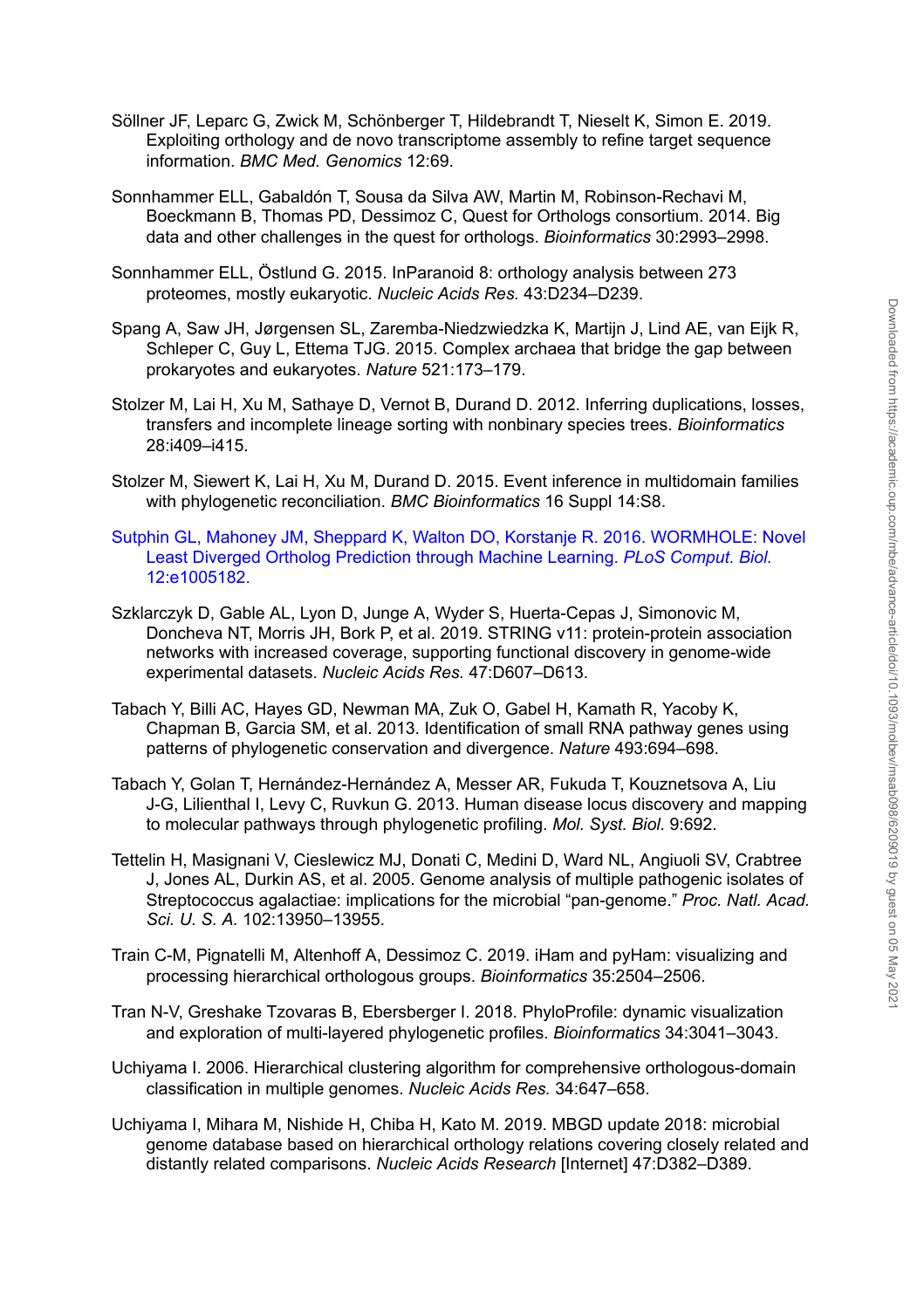Söllner JF, Leparc G, Zwick M, Schönberger T, Hildebrandt T, Nieselt K, Simon E. 2019. Exploiting orthology and de novo transcriptome assembly to refine target sequence information. *BMC Med. Genomics* 12:69.

Sonnhammer ELL, Gabaldón T, Sousa da Silva AW, Martin M, Robinson-Rechavi M, Boeckmann B, Thomas PD, Dessimoz C, Quest for Orthologs consortium. 2014. Big data and other challenges in the quest for orthologs. *Bioinformatics* 30:2993–2998.

Sonnhammer ELL, Östlund G. 2015. InParanoid 8: orthology analysis between 273 proteomes, mostly eukaryotic. *Nucleic Acids Res.* 43:D234–D239.

Spang A, Saw JH, Jørgensen SL, Zaremba-Niedzwiedzka K, Martijn J, Lind AE, van Eijk R, Schleper C, Guy L, Ettema TJG. 2015. Complex archaea that bridge the gap between prokaryotes and eukaryotes. *Nature* 521:173–179.

Stolzer M, Lai H, Xu M, Sathaye D, Vernot B, Durand D. 2012. Inferring duplications, losses, transfers and incomplete lineage sorting with nonbinary species trees. *Bioinformatics* 28:i409–i415.

Stolzer M, Siewert K, Lai H, Xu M, Durand D. 2015. Event inference in multidomain families with phylogenetic reconciliation. *BMC Bioinformatics* 16 Suppl 14:S8.

Sutphin GL, Mahoney JM, Sheppard K, Walton DO, Korstanje R. 2016. WORMHOLE: Novel Least Diverged Ortholog Prediction through Machine Learning. *PLoS Comput. Biol.* 12:e1005182.

Szklarczyk D, Gable AL, Lyon D, Junge A, Wyder S, Huerta-Cepas J, Simonovic M, Doncheva NT, Morris JH, Bork P, et al. 2019. STRING v11: protein-protein association networks with increased coverage, supporting functional discovery in genome-wide experimental datasets. *Nucleic Acids Res.* 47:D607–D613.

Tabach Y, Billi AC, Hayes GD, Newman MA, Zuk O, Gabel H, Kamath R, Yacoby K, Chapman B, Garcia SM, et al. 2013. Identification of small RNA pathway genes using patterns of phylogenetic conservation and divergence. *Nature* 493:694–698.

Tabach Y, Golan T, Hernández-Hernández A, Messer AR, Fukuda T, Kouznetsova A, Liu J-G, Lilienthal I, Levy C, Ruvkun G. 2013. Human disease locus discovery and mapping to molecular pathways through phylogenetic profiling. *Mol. Syst. Biol.* 9:692.

Tettelin H, Masignani V, Cieslewicz MJ, Donati C, Medini D, Ward NL, Angiuoli SV, Crabtree J, Jones AL, Durkin AS, et al. 2005. Genome analysis of multiple pathogenic isolates of Streptococcus agalactiae: implications for the microbial "pan-genome." *Proc. Natl. Acad. Sci. U. S. A.* 102:13950–13955.

Train C-M, Pignatelli M, Altenhoff A, Dessimoz C. 2019. iHam and pyHam: visualizing and processing hierarchical orthologous groups. *Bioinformatics* 35:2504–2506.

Tran N-V, Greshake Tzovaras B, Ebersberger I. 2018. PhyloProfile: dynamic visualization and exploration of multi-layered phylogenetic profiles. *Bioinformatics* 34:3041–3043.

Uchiyama I. 2006. Hierarchical clustering algorithm for comprehensive orthologous-domain classification in multiple genomes. *Nucleic Acids Res.* 34:647–658.

Uchiyama I, Mihara M, Nishide H, Chiba H, Kato M. 2019. MBGD update 2018: microbial genome database based on hierarchical orthology relations covering closely related and distantly related comparisons. *Nucleic Acids Research* [Internet] 47:D382–D389.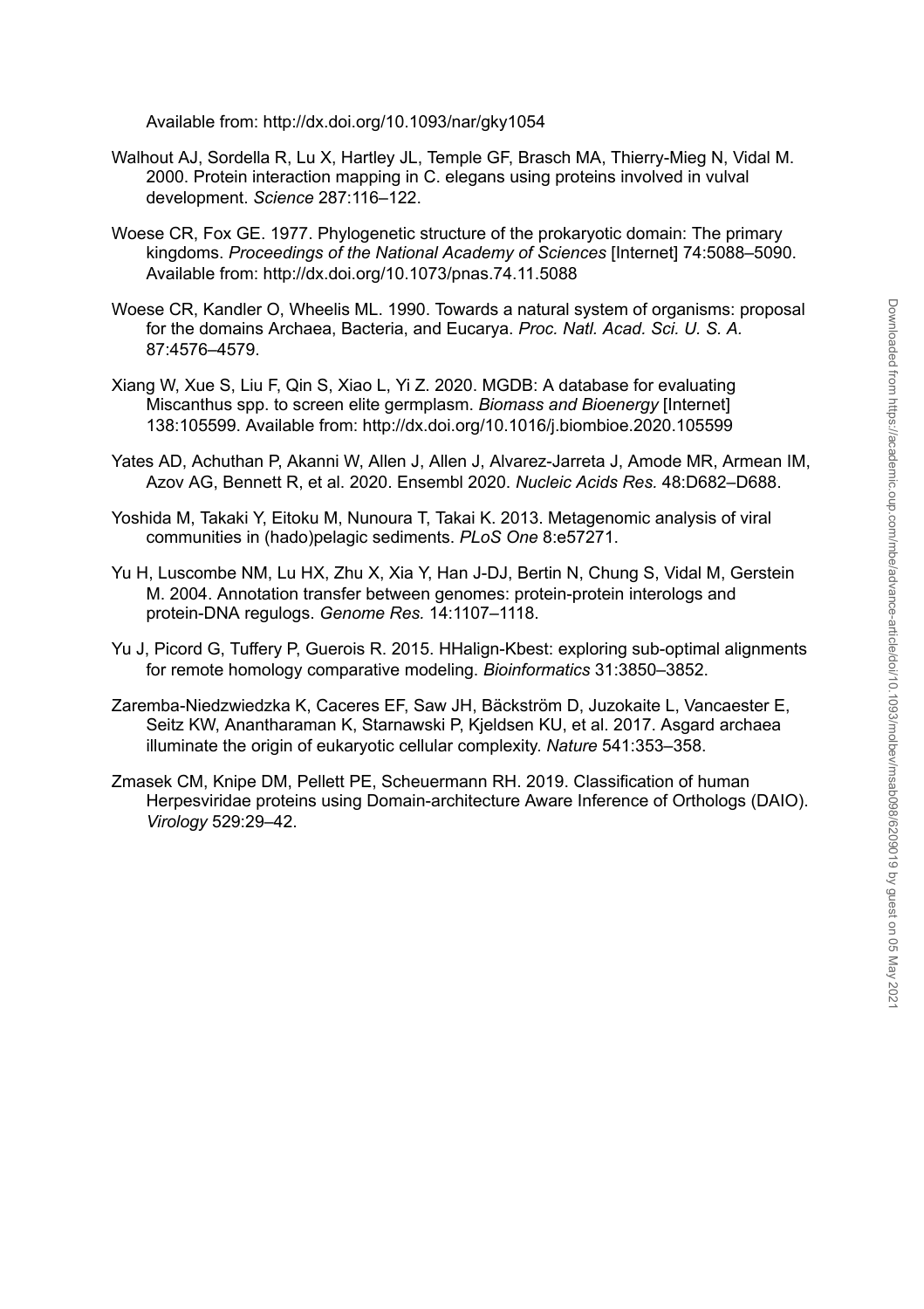Available from: http://dx.doi.org/10.1093/nar/gky1054

Walhout AJ, Sordella R, Lu X, Hartley JL, Temple GF, Brasch MA, Thierry-Mieg N, Vidal M. 2000. Protein interaction mapping in C. elegans using proteins involved in vulval development. *Science* 287:116–122.

Woese CR, Fox GE. 1977. Phylogenetic structure of the prokaryotic domain: The primary kingdoms. *Proceedings of the National Academy of Sciences* [Internet] 74:5088–5090. Available from: http://dx.doi.org/10.1073/pnas.74.11.5088

Woese CR, Kandler O, Wheelis ML. 1990. Towards a natural system of organisms: proposal for the domains Archaea, Bacteria, and Eucarya. *Proc. Natl. Acad. Sci. U. S. A.* 87:4576–4579.

Xiang W, Xue S, Liu F, Qin S, Xiao L, Yi Z. 2020. MGDB: A database for evaluating Miscanthus spp. to screen elite germplasm. *Biomass and Bioenergy* [Internet] 138:105599. Available from: http://dx.doi.org/10.1016/j.biombioe.2020.105599

Yates AD, Achuthan P, Akanni W, Allen J, Allen J, Alvarez-Jarreta J, Amode MR, Armean IM, Azov AG, Bennett R, et al. 2020. Ensembl 2020. *Nucleic Acids Res.* 48:D682–D688.

Yoshida M, Takaki Y, Eitoku M, Nunoura T, Takai K. 2013. Metagenomic analysis of viral communities in (hado)pelagic sediments. *PLoS One* 8:e57271.

Yu H, Luscombe NM, Lu HX, Zhu X, Xia Y, Han J-DJ, Bertin N, Chung S, Vidal M, Gerstein M. 2004. Annotation transfer between genomes: protein-protein interologs and protein-DNA regulogs. *Genome Res.* 14:1107–1118.

Yu J, Picord G, Tuffery P, Guerois R. 2015. HHalign-Kbest: exploring sub-optimal alignments for remote homology comparative modeling. *Bioinformatics* 31:3850–3852.

Zaremba-Niedzwiedzka K, Caceres EF, Saw JH, Bäckström D, Juzokaite L, Vancaester E, Seitz KW, Anantharaman K, Starnawski P, Kjeldsen KU, et al. 2017. Asgard archaea illuminate the origin of eukaryotic cellular complexity. *Nature* 541:353–358.

Zmasek CM, Knipe DM, Pellett PE, Scheuermann RH. 2019. Classification of human Herpesviridae proteins using Domain-architecture Aware Inference of Orthologs (DAIO). *Virology* 529:29–42.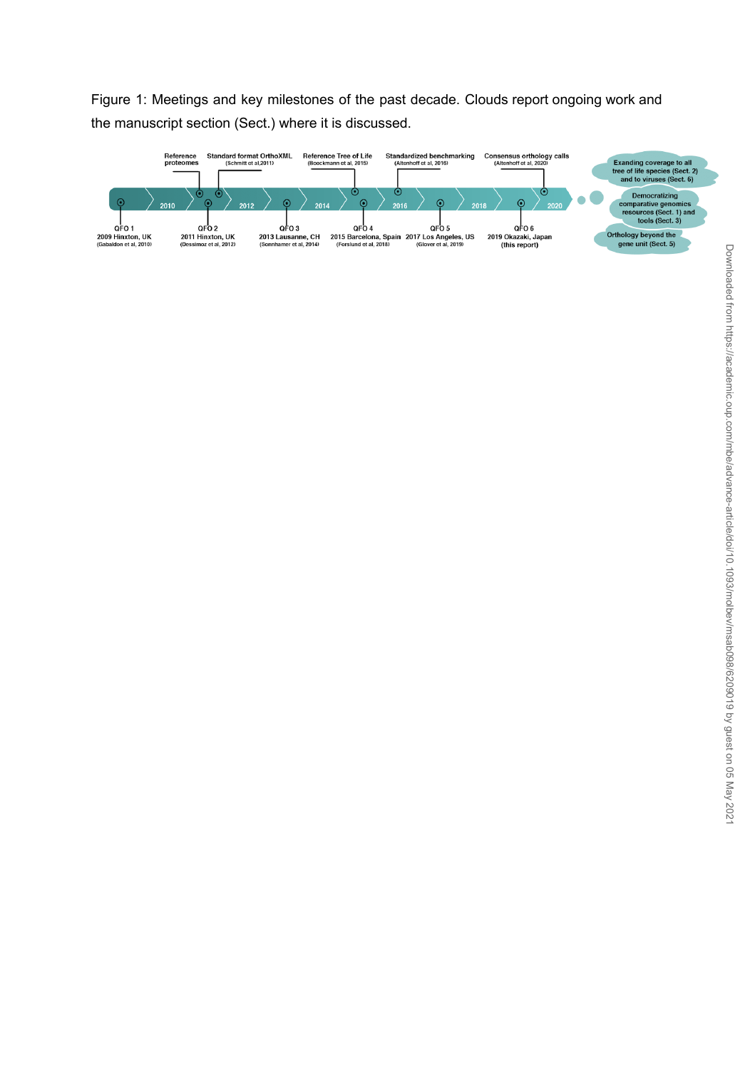Figure 1: Meetings and key milestones of the past decade. Clouds report ongoing work and the manuscript section (Sect.) where it is discussed.

Reference proteomes

Standard format OrthoXML
(Schmitt et al,2011)

Reference Tree of Life
(Boeckmann et al, 2015)

Standardized benchmarking
(Altenhoff et al, 2016)

Consensus orthology calls
(Altenhoff et al, 2020)

2010
2012
2014
2016
2018
2020

QFO 1
2009 Hinxton, UK
(Gabaldon et al, 2010)

QFO 2
2011 Hinxton, UK
(Dessimoz et al, 2012)

QFO 3
2013 Lausanne, CH
(Sonnhamer et al, 2014)

QFO 4
2015 Barcelona, Spain
(Forslund et al, 2018)

QFO 5
2017 Los Angeles, US
(Glover et al, 2019)

QFO 6
2019 Okazaki, Japan
(this report)

Exanding coverage to all tree of life species (Sect. 2) and to viruses (Sect. 6)

Democratizing comparative genomics resources (Sect. 1) and tools (Sect. 3)

Orthology beyond the gene unit (Sect. 5)